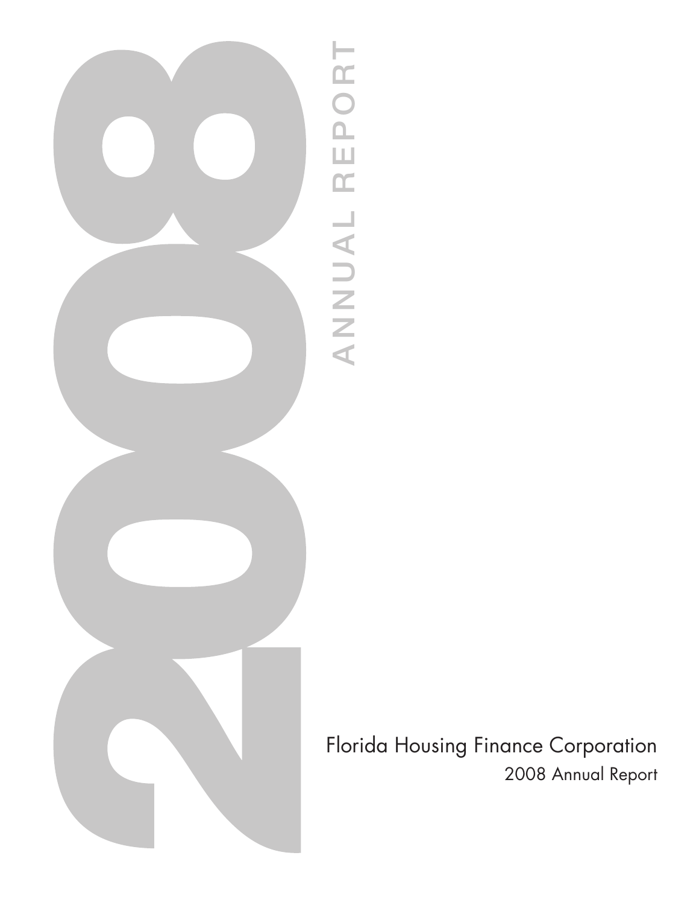# 2008 ANNUAL REPORT

Florida Housing Finance Corporation

2008 Annual Report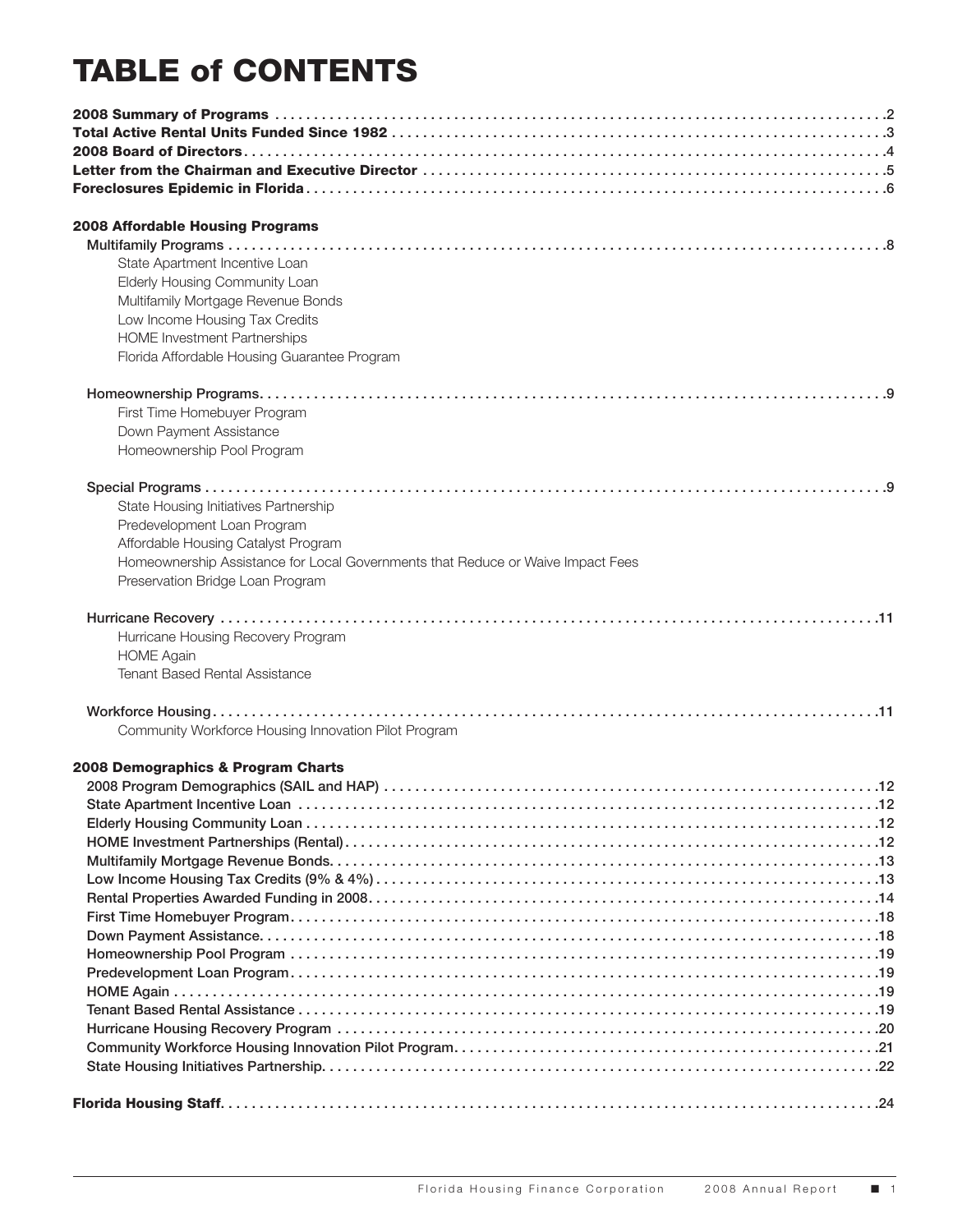# TABLE of CONTENTS

**2008 Summary of Programs** .....2
**Total Active Rental Units Funded Since 1982** .....3
**2008 Board of Directors** .....4
**Letter from the Chairman and Executive Director** .....5
**Foreclosures Epidemic in Florida** .....6

**2008 Affordable Housing Programs**

Multifamily Programs .....8

- State Apartment Incentive Loan
- Elderly Housing Community Loan
- Multifamily Mortgage Revenue Bonds
- Low Income Housing Tax Credits
- HOME Investment Partnerships
- Florida Affordable Housing Guarantee Program

Homeownership Programs .....9

- First Time Homebuyer Program
- Down Payment Assistance
- Homeownership Pool Program

Special Programs .....9

- State Housing Initiatives Partnership
- Predevelopment Loan Program
- Affordable Housing Catalyst Program
- Homeownership Assistance for Local Governments that Reduce or Waive Impact Fees
- Preservation Bridge Loan Program

Hurricane Recovery .....11

- Hurricane Housing Recovery Program
- HOME Again
- Tenant Based Rental Assistance

Workforce Housing .....11

- Community Workforce Housing Innovation Pilot Program

**2008 Demographics & Program Charts**

2008 Program Demographics (SAIL and HAP) .....12
State Apartment Incentive Loan .....12
Elderly Housing Community Loan .....12
HOME Investment Partnerships (Rental) .....12
Multifamily Mortgage Revenue Bonds .....13
Low Income Housing Tax Credits (9% & 4%) .....13
Rental Properties Awarded Funding in 2008 .....14
First Time Homebuyer Program .....18
Down Payment Assistance .....18
Homeownership Pool Program .....19
Predevelopment Loan Program .....19
HOME Again .....19
Tenant Based Rental Assistance .....19
Hurricane Housing Recovery Program .....20
Community Workforce Housing Innovation Pilot Program .....21
State Housing Initiatives Partnership .....22

**Florida Housing Staff** .....24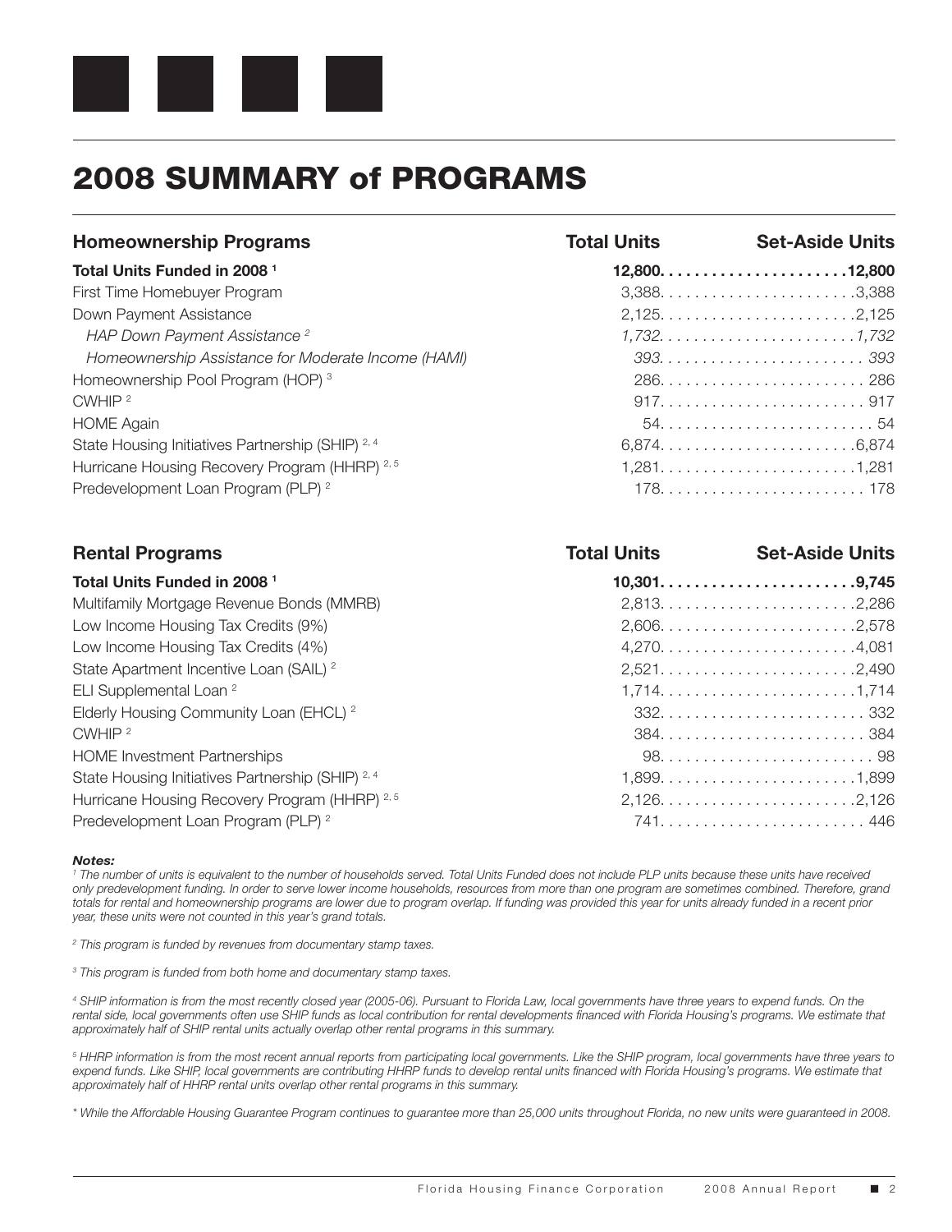# 2008 SUMMARY of PROGRAMS

| Homeownership Programs | Total Units | Set-Aside Units |
|---|---|---|
| **Total Units Funded in 2008** [1] | **12,800** | **12,800** |
| First Time Homebuyer Program | 3,388 | 3,388 |
| Down Payment Assistance | 2,125 | 2,125 |
| *HAP Down Payment Assistance* [2] | *1,732* | *1,732* |
| *Homeownership Assistance for Moderate Income (HAMI)* | *393* | *393* |
| Homeownership Pool Program (HOP) [3] | 286 | 286 |
| CWHIP [2] | 917 | 917 |
| HOME Again | 54 | 54 |
| State Housing Initiatives Partnership (SHIP) [2, 4] | 6,874 | 6,874 |
| Hurricane Housing Recovery Program (HHRP) [2, 5] | 1,281 | 1,281 |
| Predevelopment Loan Program (PLP) [2] | 178 | 178 |

| Rental Programs | Total Units | Set-Aside Units |
|---|---|---|
| **Total Units Funded in 2008** [1] | **10,301** | **9,745** |
| Multifamily Mortgage Revenue Bonds (MMRB) | 2,813 | 2,286 |
| Low Income Housing Tax Credits (9%) | 2,606 | 2,578 |
| Low Income Housing Tax Credits (4%) | 4,270 | 4,081 |
| State Apartment Incentive Loan (SAIL) [2] | 2,521 | 2,490 |
| ELI Supplemental Loan [2] | 1,714 | 1,714 |
| Elderly Housing Community Loan (EHCL) [2] | 332 | 332 |
| CWHIP [2] | 384 | 384 |
| HOME Investment Partnerships | 98 | 98 |
| State Housing Initiatives Partnership (SHIP) [2, 4] | 1,899 | 1,899 |
| Hurricane Housing Recovery Program (HHRP) [2, 5] | 2,126 | 2,126 |
| Predevelopment Loan Program (PLP) [2] | 741 | 446 |

***Notes:***

*[1] The number of units is equivalent to the number of households served. Total Units Funded does not include PLP units because these units have received only predevelopment funding. In order to serve lower income households, resources from more than one program are sometimes combined. Therefore, grand totals for rental and homeownership programs are lower due to program overlap. If funding was provided this year for units already funded in a recent prior year, these units were not counted in this year's grand totals.*

*[2] This program is funded by revenues from documentary stamp taxes.*

*[3] This program is funded from both home and documentary stamp taxes.*

*[4] SHIP information is from the most recently closed year (2005-06). Pursuant to Florida Law, local governments have three years to expend funds. On the rental side, local governments often use SHIP funds as local contribution for rental developments financed with Florida Housing's programs. We estimate that approximately half of SHIP rental units actually overlap other rental programs in this summary.*

*[5] HHRP information is from the most recent annual reports from participating local governments. Like the SHIP program, local governments have three years to expend funds. Like SHIP, local governments are contributing HHRP funds to develop rental units financed with Florida Housing's programs. We estimate that approximately half of HHRP rental units overlap other rental programs in this summary.*

*\* While the Affordable Housing Guarantee Program continues to guarantee more than 25,000 units throughout Florida, no new units were guaranteed in 2008.*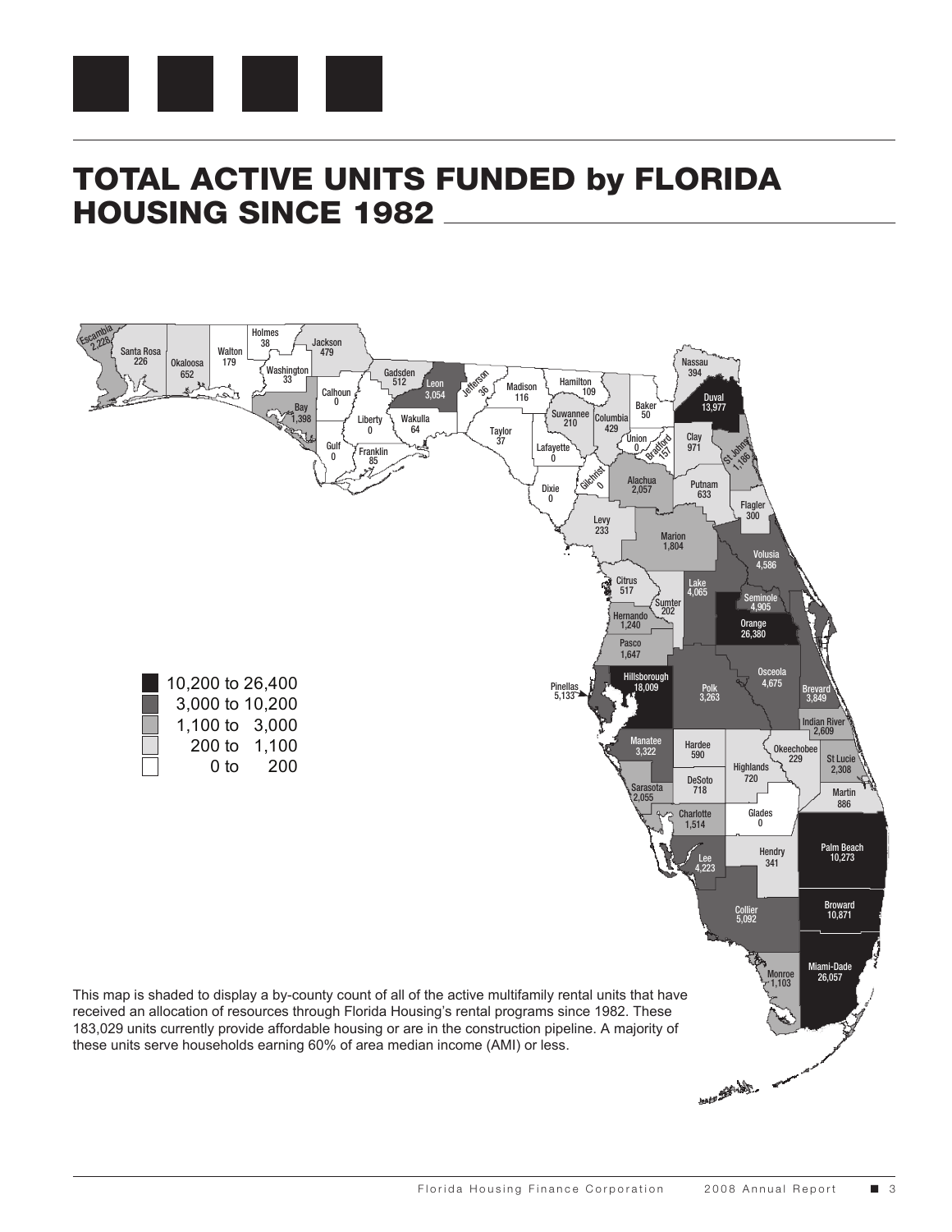# TOTAL ACTIVE UNITS FUNDED by FLORIDA HOUSING SINCE 1982

| County | Units |
|---|---|
| Escambia | 2,228 |
| Santa Rosa | 226 |
| Okaloosa | 652 |
| Walton | 179 |
| Holmes | 38 |
| Washington | 33 |
| Jackson | 479 |
| Bay | 1,398 |
| Calhoun | 0 |
| Gulf | 0 |
| Liberty | 0 |
| Franklin | 85 |
| Gadsden | 512 |
| Leon | 3,054 |
| Wakulla | 64 |
| Jefferson | 36 |
| Madison | 116 |
| Taylor | 37 |
| Hamilton | 109 |
| Suwannee | 210 |
| Lafayette | 0 |
| Dixie | 0 |
| Gilchrist | 0 |
| Columbia | 429 |
| Baker | 50 |
| Union | 0 |
| Bradford | 157 |
| Nassau | 394 |
| Duval | 13,977 |
| Clay | 971 |
| St Johns | 1,186 |
| Alachua | 2,057 |
| Putnam | 633 |
| Flagler | 300 |
| Levy | 233 |
| Marion | 1,804 |
| Volusia | 4,586 |
| Citrus | 517 |
| Sumter | 202 |
| Lake | 4,065 |
| Seminole | 4,905 |
| Hernando | 1,240 |
| Orange | 26,380 |
| Pasco | 1,647 |
| Pinellas | 5,133 |
| Hillsborough | 18,009 |
| Polk | 3,263 |
| Osceola | 4,675 |
| Brevard | 3,849 |
| Indian River | 2,609 |
| Manatee | 3,322 |
| Hardee | 590 |
| Okeechobee | 229 |
| St Lucie | 2,308 |
| Highlands | 720 |
| DeSoto | 718 |
| Sarasota | 2,055 |
| Martin | 886 |
| Charlotte | 1,514 |
| Glades | 0 |
| Palm Beach | 10,273 |
| Hendry | 341 |
| Lee | 4,223 |
| Collier | 5,092 |
| Broward | 10,871 |
| Monroe | 1,103 |
| Miami-Dade | 26,057 |

Legend:

- 10,200 to 26,400
- 3,000 to 10,200
- 1,100 to 3,000
- 200 to 1,100
- 0 to 200

This map is shaded to display a by-county count of all of the active multifamily rental units that have received an allocation of resources through Florida Housing's rental programs since 1982. These 183,029 units currently provide affordable housing or are in the construction pipeline. A majority of these units serve households earning 60% of area median income (AMI) or less.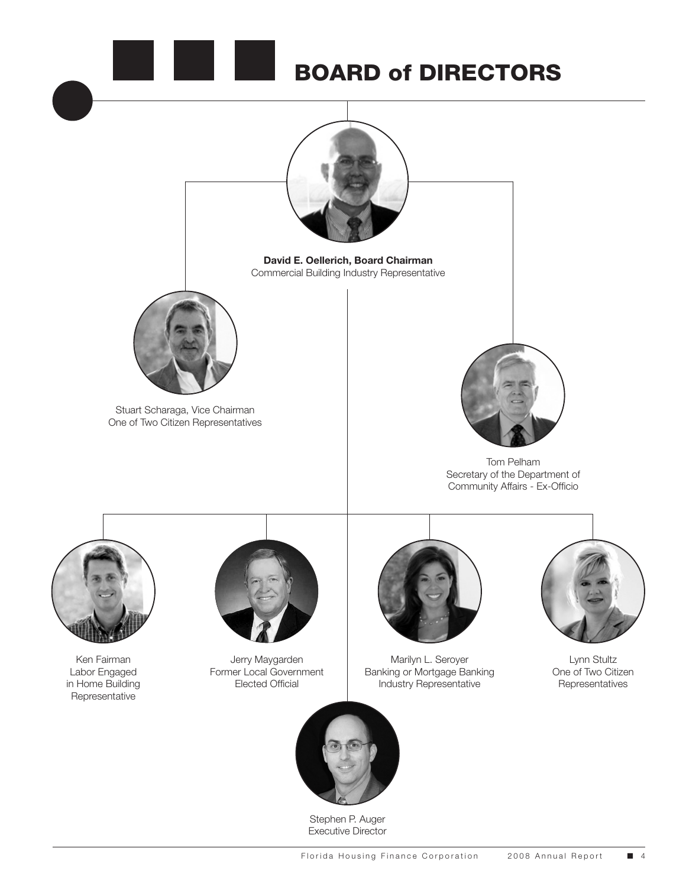# BOARD of DIRECTORS

**David E. Oellerich, Board Chairman**
Commercial Building Industry Representative

Stuart Scharaga, Vice Chairman
One of Two Citizen Representatives

Tom Pelham
Secretary of the Department of Community Affairs - Ex-Officio

Ken Fairman
Labor Engaged in Home Building Representative

Jerry Maygarden
Former Local Government Elected Official

Marilyn L. Seroyer
Banking or Mortgage Banking Industry Representative

Lynn Stultz
One of Two Citizen Representatives

Stephen P. Auger
Executive Director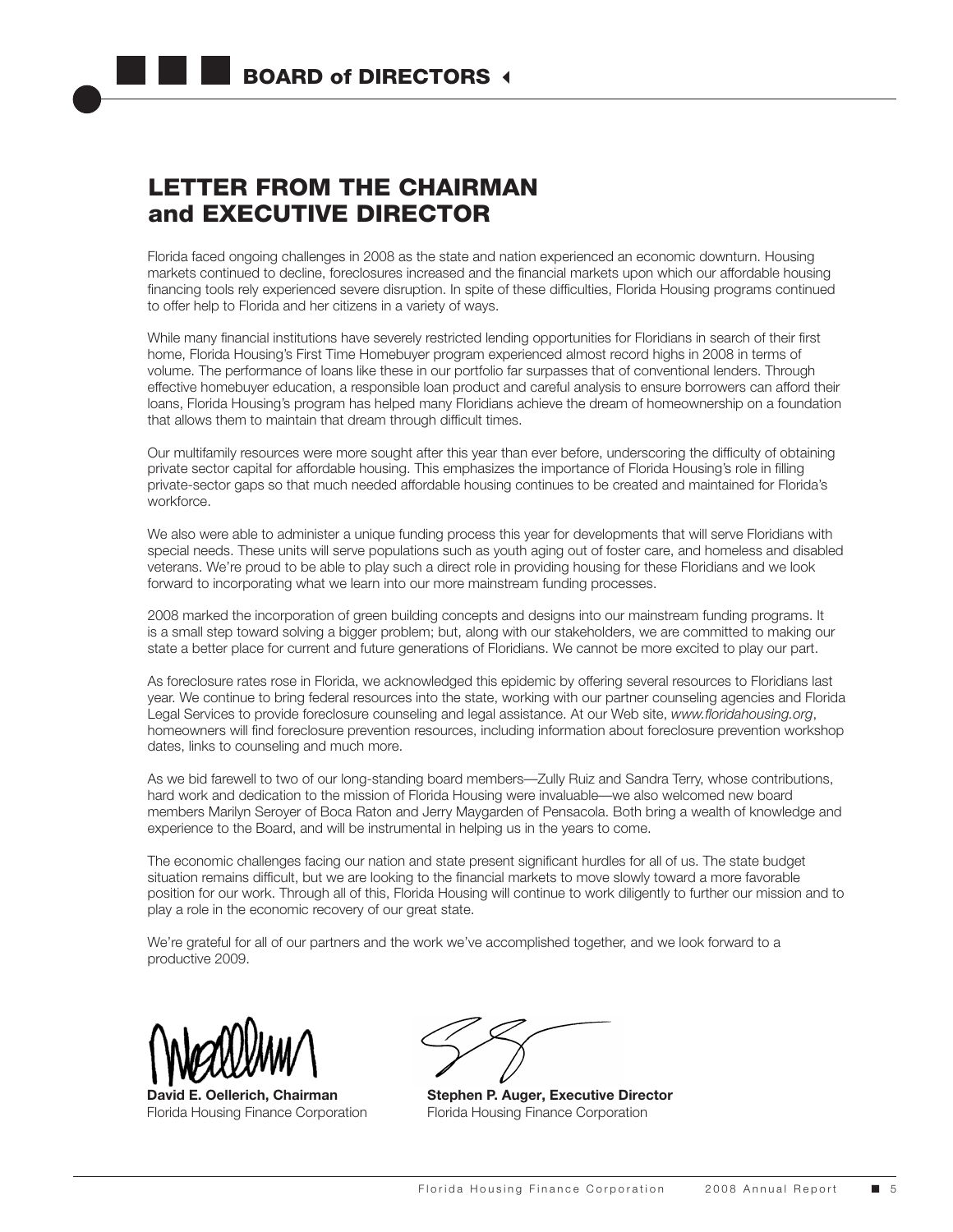# BOARD of DIRECTORS

## LETTER FROM THE CHAIRMAN and EXECUTIVE DIRECTOR

Florida faced ongoing challenges in 2008 as the state and nation experienced an economic downturn. Housing markets continued to decline, foreclosures increased and the financial markets upon which our affordable housing financing tools rely experienced severe disruption. In spite of these difficulties, Florida Housing programs continued to offer help to Florida and her citizens in a variety of ways.

While many financial institutions have severely restricted lending opportunities for Floridians in search of their first home, Florida Housing's First Time Homebuyer program experienced almost record highs in 2008 in terms of volume. The performance of loans like these in our portfolio far surpasses that of conventional lenders. Through effective homebuyer education, a responsible loan product and careful analysis to ensure borrowers can afford their loans, Florida Housing's program has helped many Floridians achieve the dream of homeownership on a foundation that allows them to maintain that dream through difficult times.

Our multifamily resources were more sought after this year than ever before, underscoring the difficulty of obtaining private sector capital for affordable housing. This emphasizes the importance of Florida Housing's role in filling private-sector gaps so that much needed affordable housing continues to be created and maintained for Florida's workforce.

We also were able to administer a unique funding process this year for developments that will serve Floridians with special needs. These units will serve populations such as youth aging out of foster care, and homeless and disabled veterans. We're proud to be able to play such a direct role in providing housing for these Floridians and we look forward to incorporating what we learn into our more mainstream funding processes.

2008 marked the incorporation of green building concepts and designs into our mainstream funding programs. It is a small step toward solving a bigger problem; but, along with our stakeholders, we are committed to making our state a better place for current and future generations of Floridians. We cannot be more excited to play our part.

As foreclosure rates rose in Florida, we acknowledged this epidemic by offering several resources to Floridians last year. We continue to bring federal resources into the state, working with our partner counseling agencies and Florida Legal Services to provide foreclosure counseling and legal assistance. At our Web site, *www.floridahousing.org*, homeowners will find foreclosure prevention resources, including information about foreclosure prevention workshop dates, links to counseling and much more.

As we bid farewell to two of our long-standing board members—Zully Ruiz and Sandra Terry, whose contributions, hard work and dedication to the mission of Florida Housing were invaluable—we also welcomed new board members Marilyn Seroyer of Boca Raton and Jerry Maygarden of Pensacola. Both bring a wealth of knowledge and experience to the Board, and will be instrumental in helping us in the years to come.

The economic challenges facing our nation and state present significant hurdles for all of us. The state budget situation remains difficult, but we are looking to the financial markets to move slowly toward a more favorable position for our work. Through all of this, Florida Housing will continue to work diligently to further our mission and to play a role in the economic recovery of our great state.

We're grateful for all of our partners and the work we've accomplished together, and we look forward to a productive 2009.

**David E. Oellerich, Chairman**
Florida Housing Finance Corporation

**Stephen P. Auger, Executive Director**
Florida Housing Finance Corporation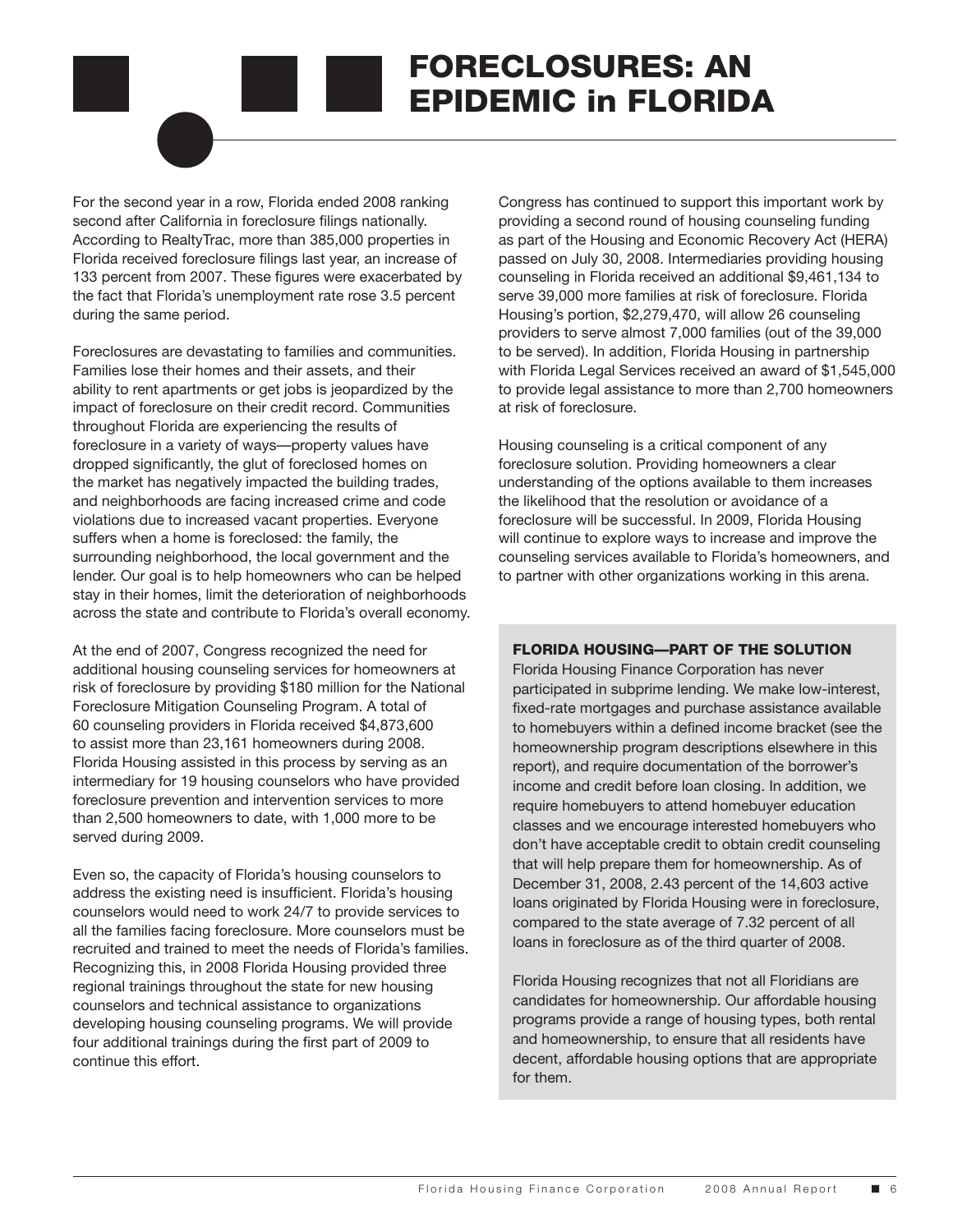# FORECLOSURES: AN EPIDEMIC in FLORIDA

For the second year in a row, Florida ended 2008 ranking second after California in foreclosure filings nationally. According to RealtyTrac, more than 385,000 properties in Florida received foreclosure filings last year, an increase of 133 percent from 2007. These figures were exacerbated by the fact that Florida's unemployment rate rose 3.5 percent during the same period.

Foreclosures are devastating to families and communities. Families lose their homes and their assets, and their ability to rent apartments or get jobs is jeopardized by the impact of foreclosure on their credit record. Communities throughout Florida are experiencing the results of foreclosure in a variety of ways—property values have dropped significantly, the glut of foreclosed homes on the market has negatively impacted the building trades, and neighborhoods are facing increased crime and code violations due to increased vacant properties. Everyone suffers when a home is foreclosed: the family, the surrounding neighborhood, the local government and the lender. Our goal is to help homeowners who can be helped stay in their homes, limit the deterioration of neighborhoods across the state and contribute to Florida's overall economy.

At the end of 2007, Congress recognized the need for additional housing counseling services for homeowners at risk of foreclosure by providing $180 million for the National Foreclosure Mitigation Counseling Program. A total of 60 counseling providers in Florida received $4,873,600 to assist more than 23,161 homeowners during 2008. Florida Housing assisted in this process by serving as an intermediary for 19 housing counselors who have provided foreclosure prevention and intervention services to more than 2,500 homeowners to date, with 1,000 more to be served during 2009.

Even so, the capacity of Florida's housing counselors to address the existing need is insufficient. Florida's housing counselors would need to work 24/7 to provide services to all the families facing foreclosure. More counselors must be recruited and trained to meet the needs of Florida's families. Recognizing this, in 2008 Florida Housing provided three regional trainings throughout the state for new housing counselors and technical assistance to organizations developing housing counseling programs. We will provide four additional trainings during the first part of 2009 to continue this effort.

Congress has continued to support this important work by providing a second round of housing counseling funding as part of the Housing and Economic Recovery Act (HERA) passed on July 30, 2008. Intermediaries providing housing counseling in Florida received an additional $9,461,134 to serve 39,000 more families at risk of foreclosure. Florida Housing's portion, $2,279,470, will allow 26 counseling providers to serve almost 7,000 families (out of the 39,000 to be served). In addition, Florida Housing in partnership with Florida Legal Services received an award of $1,545,000 to provide legal assistance to more than 2,700 homeowners at risk of foreclosure.

Housing counseling is a critical component of any foreclosure solution. Providing homeowners a clear understanding of the options available to them increases the likelihood that the resolution or avoidance of a foreclosure will be successful. In 2009, Florida Housing will continue to explore ways to increase and improve the counseling services available to Florida's homeowners, and to partner with other organizations working in this arena.

### FLORIDA HOUSING—PART OF THE SOLUTION

Florida Housing Finance Corporation has never participated in subprime lending. We make low-interest, fixed-rate mortgages and purchase assistance available to homebuyers within a defined income bracket (see the homeownership program descriptions elsewhere in this report), and require documentation of the borrower's income and credit before loan closing. In addition, we require homebuyers to attend homebuyer education classes and we encourage interested homebuyers who don't have acceptable credit to obtain credit counseling that will help prepare them for homeownership. As of December 31, 2008, 2.43 percent of the 14,603 active loans originated by Florida Housing were in foreclosure, compared to the state average of 7.32 percent of all loans in foreclosure as of the third quarter of 2008.

Florida Housing recognizes that not all Floridians are candidates for homeownership. Our affordable housing programs provide a range of housing types, both rental and homeownership, to ensure that all residents have decent, affordable housing options that are appropriate for them.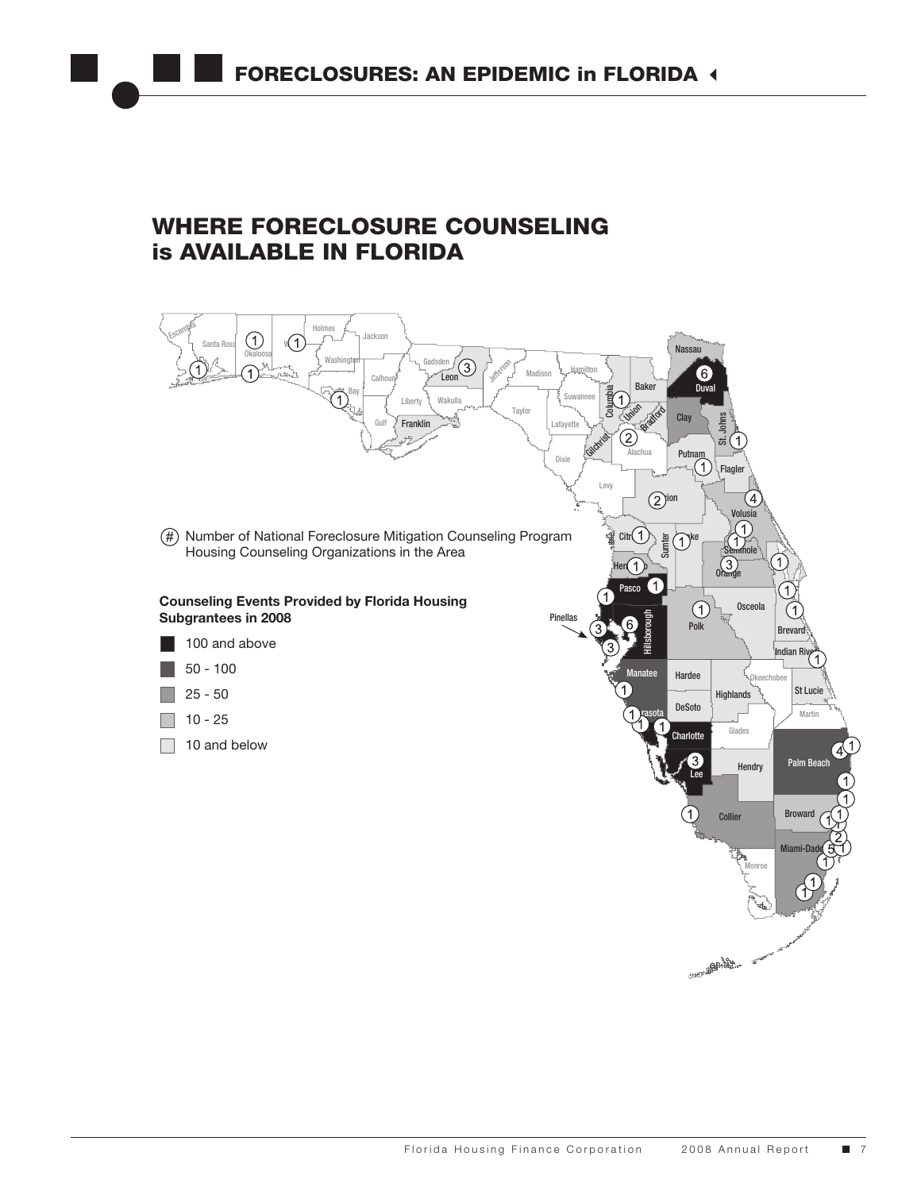## WHERE FORECLOSURE COUNSELING is AVAILABLE IN FLORIDA

(#) Number of National Foreclosure Mitigation Counseling Program Housing Counseling Organizations in the Area

**Counseling Events Provided by Florida Housing Subgrantees in 2008**

- 100 and above
- 50 - 100
- 25 - 50
- 10 - 25
- 10 and below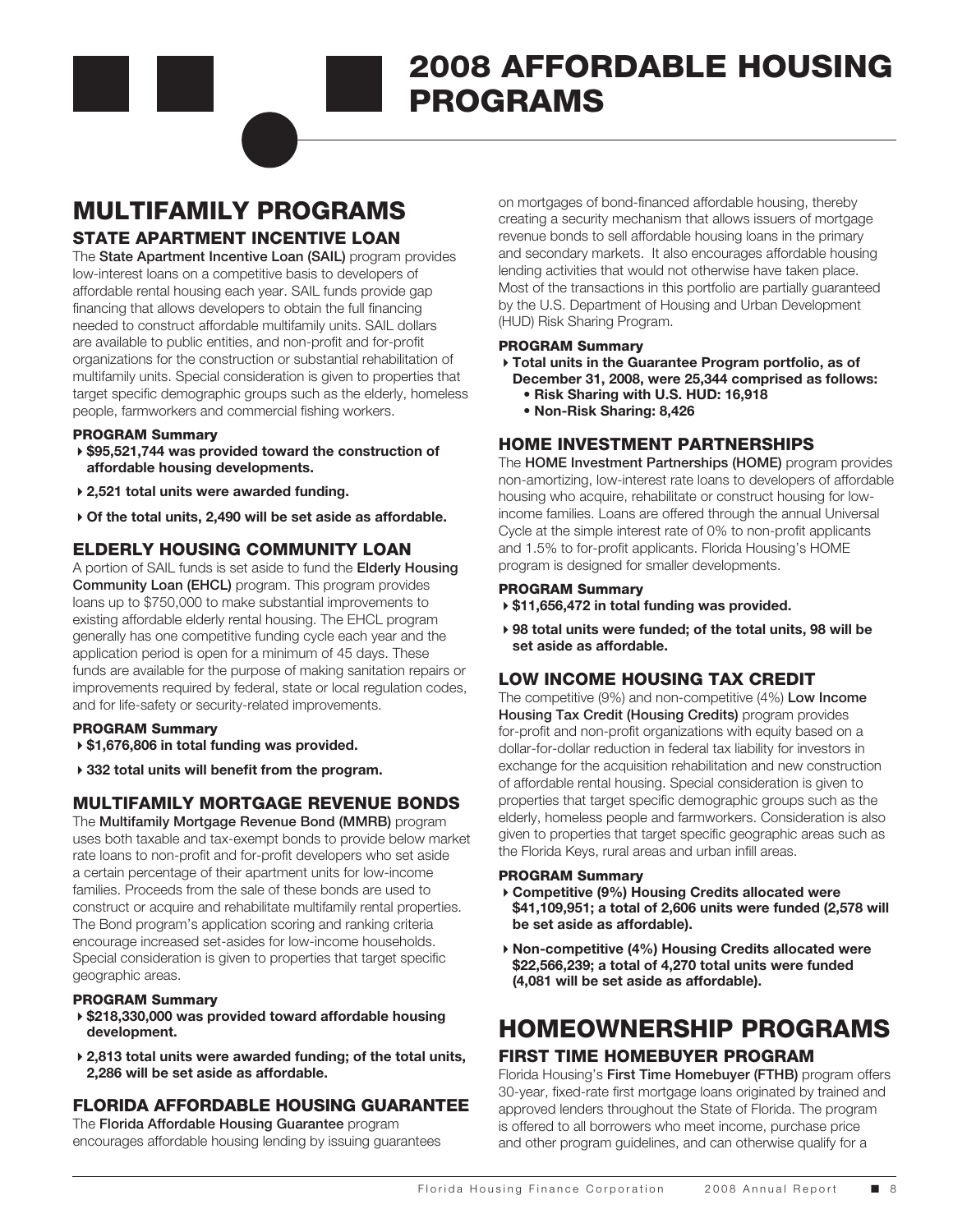# 2008 AFFORDABLE HOUSING PROGRAMS

## MULTIFAMILY PROGRAMS

### STATE APARTMENT INCENTIVE LOAN

The **State Apartment Incentive Loan (SAIL)** program provides low-interest loans on a competitive basis to developers of affordable rental housing each year. SAIL funds provide gap financing that allows developers to obtain the full financing needed to construct affordable multifamily units. SAIL dollars are available to public entities, and non-profit and for-profit organizations for the construction or substantial rehabilitation of multifamily units. Special consideration is given to properties that target specific demographic groups such as the elderly, homeless people, farmworkers and commercial fishing workers.

#### PROGRAM Summary

- **$95,521,744 was provided toward the construction of affordable housing developments.**
- **2,521 total units were awarded funding.**
- **Of the total units, 2,490 will be set aside as affordable.**

### ELDERLY HOUSING COMMUNITY LOAN

A portion of SAIL funds is set aside to fund the **Elderly Housing Community Loan (EHCL)** program. This program provides loans up to $750,000 to make substantial improvements to existing affordable elderly rental housing. The EHCL program generally has one competitive funding cycle each year and the application period is open for a minimum of 45 days. These funds are available for the purpose of making sanitation repairs or improvements required by federal, state or local regulation codes, and for life-safety or security-related improvements.

#### PROGRAM Summary

- **$1,676,806 in total funding was provided.**
- **332 total units will benefit from the program.**

### MULTIFAMILY MORTGAGE REVENUE BONDS

The **Multifamily Mortgage Revenue Bond (MMRB)** program uses both taxable and tax-exempt bonds to provide below market rate loans to non-profit and for-profit developers who set aside a certain percentage of their apartment units for low-income families. Proceeds from the sale of these bonds are used to construct or acquire and rehabilitate multifamily rental properties. The Bond program's application scoring and ranking criteria encourage increased set-asides for low-income households. Special consideration is given to properties that target specific geographic areas.

#### PROGRAM Summary

- **$218,330,000 was provided toward affordable housing development.**
- **2,813 total units were awarded funding; of the total units, 2,286 will be set aside as affordable.**

### FLORIDA AFFORDABLE HOUSING GUARANTEE

The **Florida Affordable Housing Guarantee** program encourages affordable housing lending by issuing guarantees on mortgages of bond-financed affordable housing, thereby creating a security mechanism that allows issuers of mortgage revenue bonds to sell affordable housing loans in the primary and secondary markets. It also encourages affordable housing lending activities that would not otherwise have taken place. Most of the transactions in this portfolio are partially guaranteed by the U.S. Department of Housing and Urban Development (HUD) Risk Sharing Program.

#### PROGRAM Summary

- **Total units in the Guarantee Program portfolio, as of December 31, 2008, were 25,344 comprised as follows:**
  - **Risk Sharing with U.S. HUD: 16,918**
  - **Non-Risk Sharing: 8,426**

### HOME INVESTMENT PARTNERSHIPS

The **HOME Investment Partnerships (HOME)** program provides non-amortizing, low-interest rate loans to developers of affordable housing who acquire, rehabilitate or construct housing for low-income families. Loans are offered through the annual Universal Cycle at the simple interest rate of 0% to non-profit applicants and 1.5% to for-profit applicants. Florida Housing's HOME program is designed for smaller developments.

#### PROGRAM Summary

- **$11,656,472 in total funding was provided.**
- **98 total units were funded; of the total units, 98 will be set aside as affordable.**

### LOW INCOME HOUSING TAX CREDIT

The competitive (9%) and non-competitive (4%) **Low Income Housing Tax Credit (Housing Credits)** program provides for-profit and non-profit organizations with equity based on a dollar-for-dollar reduction in federal tax liability for investors in exchange for the acquisition rehabilitation and new construction of affordable rental housing. Special consideration is given to properties that target specific demographic groups such as the elderly, homeless people and farmworkers. Consideration is also given to properties that target specific geographic areas such as the Florida Keys, rural areas and urban infill areas.

#### PROGRAM Summary

- **Competitive (9%) Housing Credits allocated were $41,109,951; a total of 2,606 units were funded (2,578 will be set aside as affordable).**
- **Non-competitive (4%) Housing Credits allocated were $22,566,239; a total of 4,270 total units were funded (4,081 will be set aside as affordable).**

## HOMEOWNERSHIP PROGRAMS

### FIRST TIME HOMEBUYER PROGRAM

Florida Housing's **First Time Homebuyer (FTHB)** program offers 30-year, fixed-rate first mortgage loans originated by trained and approved lenders throughout the State of Florida. The program is offered to all borrowers who meet income, purchase price and other program guidelines, and can otherwise qualify for a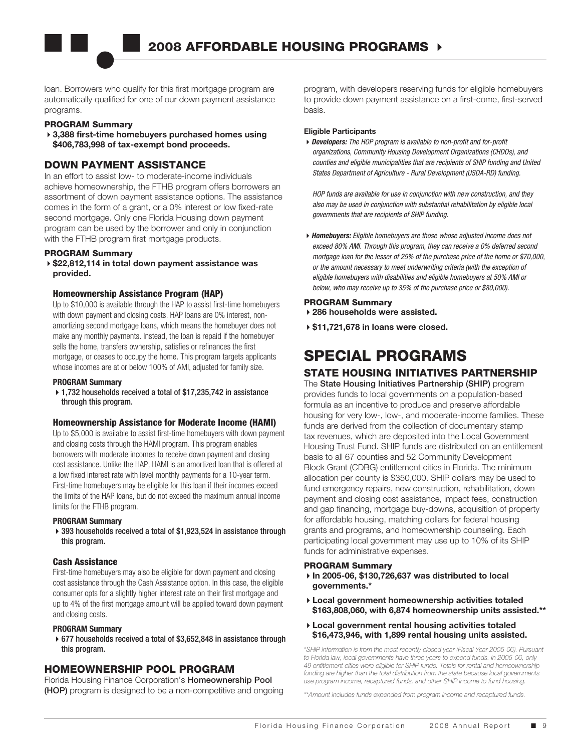loan. Borrowers who qualify for this first mortgage program are automatically qualified for one of our down payment assistance programs.

#### PROGRAM Summary

- **3,388 first-time homebuyers purchased homes using $406,783,998 of tax-exempt bond proceeds.**

## DOWN PAYMENT ASSISTANCE

In an effort to assist low- to moderate-income individuals achieve homeownership, the FTHB program offers borrowers an assortment of down payment assistance options. The assistance comes in the form of a grant, or a 0% interest or low fixed-rate second mortgage. Only one Florida Housing down payment program can be used by the borrower and only in conjunction with the FTHB program first mortgage products.

#### PROGRAM Summary

- **$22,812,114 in total down payment assistance was provided.**

### Homeownership Assistance Program (HAP)

Up to $10,000 is available through the HAP to assist first-time homebuyers with down payment and closing costs. HAP loans are 0% interest, non-amortizing second mortgage loans, which means the homebuyer does not make any monthly payments. Instead, the loan is repaid if the homebuyer sells the home, transfers ownership, satisfies or refinances the first mortgage, or ceases to occupy the home. This program targets applicants whose incomes are at or below 100% of AMI, adjusted for family size.

#### PROGRAM Summary

- 1,732 households received a total of $17,235,742 in assistance through this program.

### Homeownership Assistance for Moderate Income (HAMI)

Up to $5,000 is available to assist first-time homebuyers with down payment and closing costs through the HAMI program. This program enables borrowers with moderate incomes to receive down payment and closing cost assistance. Unlike the HAP, HAMI is an amortized loan that is offered at a low fixed interest rate with level monthly payments for a 10-year term. First-time homebuyers may be eligible for this loan if their incomes exceed the limits of the HAP loans, but do not exceed the maximum annual income limits for the FTHB program.

#### PROGRAM Summary

- 393 households received a total of $1,923,524 in assistance through this program.

### Cash Assistance

First-time homebuyers may also be eligible for down payment and closing cost assistance through the Cash Assistance option. In this case, the eligible consumer opts for a slightly higher interest rate on their first mortgage and up to 4% of the first mortgage amount will be applied toward down payment and closing costs.

#### PROGRAM Summary

- 677 households received a total of $3,652,848 in assistance through this program.

## HOMEOWNERSHIP POOL PROGRAM

Florida Housing Finance Corporation's **Homeownership Pool (HOP)** program is designed to be a non-competitive and ongoing program, with developers reserving funds for eligible homebuyers to provide down payment assistance on a first-come, first-served basis.

#### Eligible Participants

- ***Developers:*** *The HOP program is available to non-profit and for-profit organizations, Community Housing Development Organizations (CHDOs), and counties and eligible municipalities that are recipients of SHIP funding and United States Department of Agriculture - Rural Development (USDA-RD) funding.*

  *HOP funds are available for use in conjunction with new construction, and they also may be used in conjunction with substantial rehabilitation by eligible local governments that are recipients of SHIP funding.*

- ***Homebuyers:*** *Eligible homebuyers are those whose adjusted income does not exceed 80% AMI. Through this program, they can receive a 0% deferred second mortgage loan for the lesser of 25% of the purchase price of the home or $70,000, or the amount necessary to meet underwriting criteria (with the exception of eligible homebuyers with disabilities and eligible homebuyers at 50% AMI or below, who may receive up to 35% of the purchase price or $80,000).*

#### PROGRAM Summary

- **286 households were assisted.**
- **$11,721,678 in loans were closed.**

# SPECIAL PROGRAMS

## STATE HOUSING INITIATIVES PARTNERSHIP

The **State Housing Initiatives Partnership (SHIP)** program provides funds to local governments on a population-based formula as an incentive to produce and preserve affordable housing for very low-, low-, and moderate-income families. These funds are derived from the collection of documentary stamp tax revenues, which are deposited into the Local Government Housing Trust Fund. SHIP funds are distributed on an entitlement basis to all 67 counties and 52 Community Development Block Grant (CDBG) entitlement cities in Florida. The minimum allocation per county is $350,000. SHIP dollars may be used to fund emergency repairs, new construction, rehabilitation, down payment and closing cost assistance, impact fees, construction and gap financing, mortgage buy-downs, acquisition of property for affordable housing, matching dollars for federal housing grants and programs, and homeownership counseling. Each participating local government may use up to 10% of its SHIP funds for administrative expenses.

#### PROGRAM Summary

- **In 2005-06, $130,726,637 was distributed to local governments.***
- **Local government homeownership activities totaled $163,808,060, with 6,874 homeownership units assisted.****
- **Local government rental housing activities totaled $16,473,946, with 1,899 rental housing units assisted.**

*\*SHIP information is from the most recently closed year (Fiscal Year 2005-06). Pursuant to Florida law, local governments have three years to expend funds. In 2005-06, only 49 entitlement cities were eligible for SHIP funds. Totals for rental and homeownership funding are higher than the total distribution from the state because local governments use program income, recaptured funds, and other SHIP income to fund housing.*

*\*\*Amount includes funds expended from program income and recaptured funds.*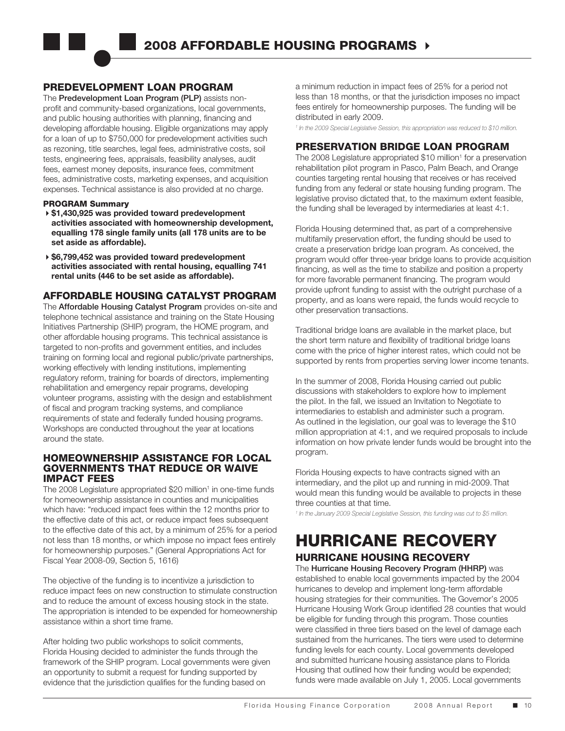## PREDEVELOPMENT LOAN PROGRAM

The **Predevelopment Loan Program (PLP)** assists non-profit and community-based organizations, local governments, and public housing authorities with planning, financing and developing affordable housing. Eligible organizations may apply for a loan of up to $750,000 for predevelopment activities such as rezoning, title searches, legal fees, administrative costs, soil tests, engineering fees, appraisals, feasibility analyses, audit fees, earnest money deposits, insurance fees, commitment fees, administrative costs, marketing expenses, and acquisition expenses. Technical assistance is also provided at no charge.

**PROGRAM Summary**

- **$1,430,925 was provided toward predevelopment activities associated with homeownership development, equalling 178 single family units (all 178 units are to be set aside as affordable).**
- **$6,799,452 was provided toward predevelopment activities associated with rental housing, equalling 741 rental units (446 to be set aside as affordable).**

## AFFORDABLE HOUSING CATALYST PROGRAM

The **Affordable Housing Catalyst Program** provides on-site and telephone technical assistance and training on the State Housing Initiatives Partnership (SHIP) program, the HOME program, and other affordable housing programs. This technical assistance is targeted to non-profits and government entities, and includes training on forming local and regional public/private partnerships, working effectively with lending institutions, implementing regulatory reform, training for boards of directors, implementing rehabilitation and emergency repair programs, developing volunteer programs, assisting with the design and establishment of fiscal and program tracking systems, and compliance requirements of state and federally funded housing programs. Workshops are conducted throughout the year at locations around the state.

## HOMEOWNERSHIP ASSISTANCE FOR LOCAL GOVERNMENTS THAT REDUCE OR WAIVE IMPACT FEES

The 2008 Legislature appropriated $20 million[1] in one-time funds for homeownership assistance in counties and municipalities which have: "reduced impact fees within the 12 months prior to the effective date of this act, or reduce impact fees subsequent to the effective date of this act, by a minimum of 25% for a period not less than 18 months, or which impose no impact fees entirely for homeownership purposes." (General Appropriations Act for Fiscal Year 2008-09, Section 5, 1616)

The objective of the funding is to incentivize a jurisdiction to reduce impact fees on new construction to stimulate construction and to reduce the amount of excess housing stock in the state. The appropriation is intended to be expended for homeownership assistance within a short time frame.

After holding two public workshops to solicit comments, Florida Housing decided to administer the funds through the framework of the SHIP program. Local governments were given an opportunity to submit a request for funding supported by evidence that the jurisdiction qualifies for the funding based on a minimum reduction in impact fees of 25% for a period not less than 18 months, or that the jurisdiction imposes no impact fees entirely for homeownership purposes. The funding will be distributed in early 2009.

*[1] In the 2009 Special Legislative Session, this appropriation was reduced to $10 million.*

## PRESERVATION BRIDGE LOAN PROGRAM

The 2008 Legislature appropriated $10 million[1] for a preservation rehabilitation pilot program in Pasco, Palm Beach, and Orange counties targeting rental housing that receives or has received funding from any federal or state housing funding program. The legislative proviso dictated that, to the maximum extent feasible, the funding shall be leveraged by intermediaries at least 4:1.

Florida Housing determined that, as part of a comprehensive multifamily preservation effort, the funding should be used to create a preservation bridge loan program. As conceived, the program would offer three-year bridge loans to provide acquisition financing, as well as the time to stabilize and position a property for more favorable permanent financing. The program would provide upfront funding to assist with the outright purchase of a property, and as loans were repaid, the funds would recycle to other preservation transactions.

Traditional bridge loans are available in the market place, but the short term nature and flexibility of traditional bridge loans come with the price of higher interest rates, which could not be supported by rents from properties serving lower income tenants.

In the summer of 2008, Florida Housing carried out public discussions with stakeholders to explore how to implement the pilot. In the fall, we issued an Invitation to Negotiate to intermediaries to establish and administer such a program. As outlined in the legislation, our goal was to leverage the $10 million appropriation at 4:1, and we required proposals to include information on how private lender funds would be brought into the program.

Florida Housing expects to have contracts signed with an intermediary, and the pilot up and running in mid-2009. That would mean this funding would be available to projects in these three counties at that time.

*[1] In the January 2009 Special Legislative Session, this funding was cut to $5 million.*

# HURRICANE RECOVERY

## HURRICANE HOUSING RECOVERY

The **Hurricane Housing Recovery Program (HHRP)** was established to enable local governments impacted by the 2004 hurricanes to develop and implement long-term affordable housing strategies for their communities. The Governor's 2005 Hurricane Housing Work Group identified 28 counties that would be eligible for funding through this program. Those counties were classified in three tiers based on the level of damage each sustained from the hurricanes. The tiers were used to determine funding levels for each county. Local governments developed and submitted hurricane housing assistance plans to Florida Housing that outlined how their funding would be expended; funds were made available on July 1, 2005. Local governments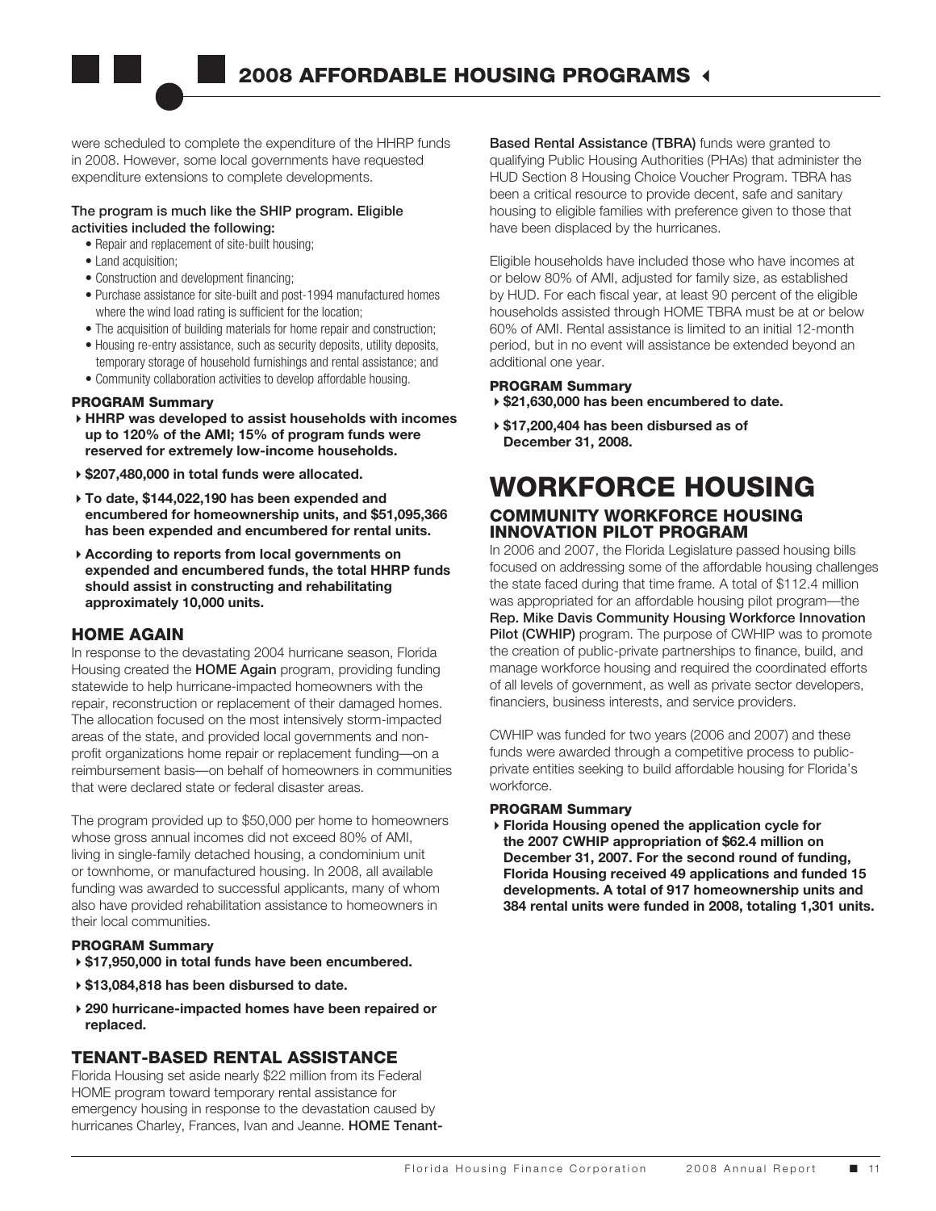were scheduled to complete the expenditure of the HHRP funds in 2008. However, some local governments have requested expenditure extensions to complete developments.

**The program is much like the SHIP program. Eligible activities included the following:**

- Repair and replacement of site-built housing;
- Land acquisition;
- Construction and development financing;
- Purchase assistance for site-built and post-1994 manufactured homes where the wind load rating is sufficient for the location;
- The acquisition of building materials for home repair and construction;
- Housing re-entry assistance, such as security deposits, utility deposits, temporary storage of household furnishings and rental assistance; and
- Community collaboration activities to develop affordable housing.

**PROGRAM Summary**

- **HHRP was developed to assist households with incomes up to 120% of the AMI; 15% of program funds were reserved for extremely low-income households.**
- **$207,480,000 in total funds were allocated.**
- **To date, $144,022,190 has been expended and encumbered for homeownership units, and $51,095,366 has been expended and encumbered for rental units.**
- **According to reports from local governments on expended and encumbered funds, the total HHRP funds should assist in constructing and rehabilitating approximately 10,000 units.**

### HOME AGAIN

In response to the devastating 2004 hurricane season, Florida Housing created the **HOME Again** program, providing funding statewide to help hurricane-impacted homeowners with the repair, reconstruction or replacement of their damaged homes. The allocation focused on the most intensively storm-impacted areas of the state, and provided local governments and non-profit organizations home repair or replacement funding—on a reimbursement basis—on behalf of homeowners in communities that were declared state or federal disaster areas.

The program provided up to $50,000 per home to homeowners whose gross annual incomes did not exceed 80% of AMI, living in single-family detached housing, a condominium unit or townhome, or manufactured housing. In 2008, all available funding was awarded to successful applicants, many of whom also have provided rehabilitation assistance to homeowners in their local communities.

**PROGRAM Summary**

- **$17,950,000 in total funds have been encumbered.**
- **$13,084,818 has been disbursed to date.**
- **290 hurricane-impacted homes have been repaired or replaced.**

### TENANT-BASED RENTAL ASSISTANCE

Florida Housing set aside nearly $22 million from its Federal HOME program toward temporary rental assistance for emergency housing in response to the devastation caused by hurricanes Charley, Frances, Ivan and Jeanne. **HOME Tenant-Based Rental Assistance (TBRA)** funds were granted to qualifying Public Housing Authorities (PHAs) that administer the HUD Section 8 Housing Choice Voucher Program. TBRA has been a critical resource to provide decent, safe and sanitary housing to eligible families with preference given to those that have been displaced by the hurricanes.

Eligible households have included those who have incomes at or below 80% of AMI, adjusted for family size, as established by HUD. For each fiscal year, at least 90 percent of the eligible households assisted through HOME TBRA must be at or below 60% of AMI. Rental assistance is limited to an initial 12-month period, but in no event will assistance be extended beyond an additional one year.

**PROGRAM Summary**

- **$21,630,000 has been encumbered to date.**
- **$17,200,404 has been disbursed as of December 31, 2008.**

# WORKFORCE HOUSING

### COMMUNITY WORKFORCE HOUSING INNOVATION PILOT PROGRAM

In 2006 and 2007, the Florida Legislature passed housing bills focused on addressing some of the affordable housing challenges the state faced during that time frame. A total of $112.4 million was appropriated for an affordable housing pilot program—the **Rep. Mike Davis Community Housing Workforce Innovation Pilot (CWHIP)** program. The purpose of CWHIP was to promote the creation of public-private partnerships to finance, build, and manage workforce housing and required the coordinated efforts of all levels of government, as well as private sector developers, financiers, business interests, and service providers.

CWHIP was funded for two years (2006 and 2007) and these funds were awarded through a competitive process to public-private entities seeking to build affordable housing for Florida's workforce.

**PROGRAM Summary**

- **Florida Housing opened the application cycle for the 2007 CWHIP appropriation of $62.4 million on December 31, 2007. For the second round of funding, Florida Housing received 49 applications and funded 15 developments. A total of 917 homeownership units and 384 rental units were funded in 2008, totaling 1,301 units.**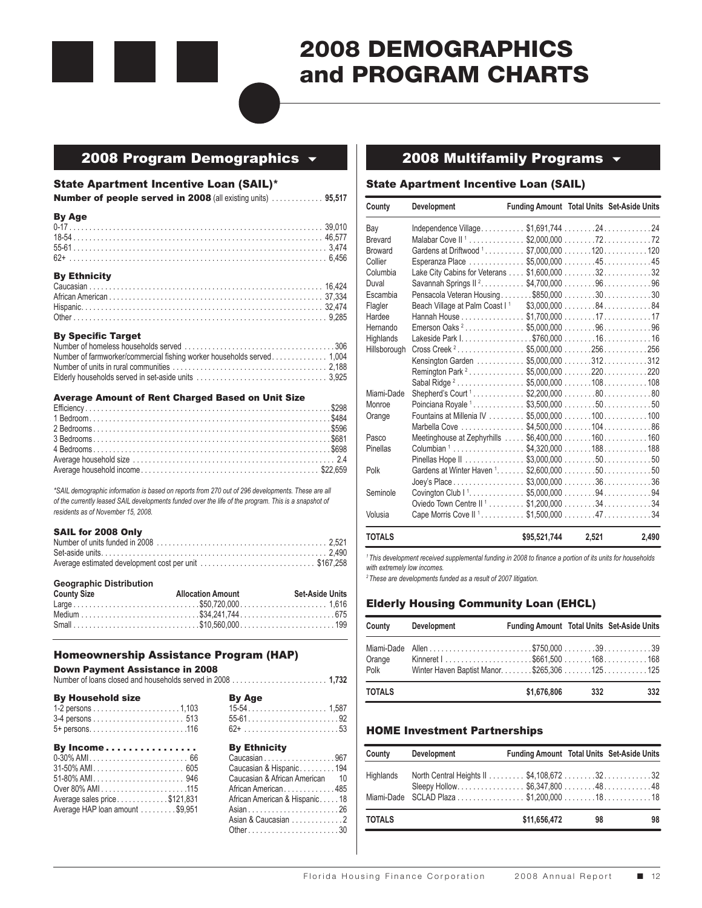# 2008 DEMOGRAPHICS and PROGRAM CHARTS

## 2008 Program Demographics

### State Apartment Incentive Loan (SAIL)*

**Number of people served in 2008** (all existing units) .......... **95,517**

#### By Age

| | |
|---|---|
| 0-17 | 39,010 |
| 18-54 | 46,577 |
| 55-61 | 3,474 |
| 62+ | 6,456 |

#### By Ethnicity

| | |
|---|---|
| Caucasian | 16,424 |
| African American | 37,334 |
| Hispanic | 32,474 |
| Other | 9,285 |

#### By Specific Target

| | |
|---|---|
| Number of homeless households served | 306 |
| Number of farmworker/commercial fishing worker households served | 1,004 |
| Number of units in rural communities | 2,188 |
| Elderly households served in set-aside units | 3,925 |

#### Average Amount of Rent Charged Based on Unit Size

| | |
|---|---|
| Efficiency | $298 |
| 1 Bedroom | $484 |
| 2 Bedrooms | $596 |
| 3 Bedrooms | $681 |
| 4 Bedrooms | $698 |
| Average household size | 2.4 |
| Average household income | $22,659 |

*\*SAIL demographic information is based on reports from 270 out of 296 developments. These are all of the currently leased SAIL developments funded over the life of the program. This is a snapshot of residents as of November 15, 2008.*

#### SAIL for 2008 Only

| | |
|---|---|
| Number of units funded in 2008 | 2,521 |
| Set-aside units | 2,490 |
| Average estimated development cost per unit | $167,258 |

#### Geographic Distribution

| County Size | Allocation Amount | Set-Aside Units |
|---|---|---|
| Large | $50,720,000 | 1,616 |
| Medium | $34,241,744 | 675 |
| Small | $10,560,000 | 199 |

### Homeownership Assistance Program (HAP)

#### Down Payment Assistance in 2008

Number of loans closed and households served in 2008 .......... **1,732**

#### By Household size

| | |
|---|---|
| 1-2 persons | 1,103 |
| 3-4 persons | 513 |
| 5+ persons | 116 |

#### By Age

| | |
|---|---|
| 15-54 | 1,587 |
| 55-61 | 92 |
| 62+ | 53 |

#### By Income

| | |
|---|---|
| 0-30% AMI | 66 |
| 31-50% AMI | 605 |
| 51-80% AMI | 946 |
| Over 80% AMI | 115 |
| Average sales price | $121,831 |
| Average HAP loan amount | $9,951 |

#### By Ethnicity

| | |
|---|---|
| Caucasian | 967 |
| Caucasian & Hispanic | 194 |
| Caucasian & African American | 10 |
| African American | 485 |
| African American & Hispanic | 18 |
| Asian | 26 |
| Asian & Caucasian | 2 |
| Other | 30 |

## 2008 Multifamily Programs

### State Apartment Incentive Loan (SAIL)

| County | Development | Funding Amount | Total Units | Set-Aside Units |
|---|---|---|---|---|
| Bay | Independence Village | $1,691,744 | 24 | 24 |
| Brevard | Malabar Cove II [1] | $2,000,000 | 72 | 72 |
| Broward | Gardens at Driftwood [1] | $7,000,000 | 120 | 120 |
| Collier | Esperanza Place | $5,000,000 | 45 | 45 |
| Columbia | Lake City Cabins for Veterans | $1,600,000 | 32 | 32 |
| Duval | Savannah Springs II [2] | $4,700,000 | 96 | 96 |
| Escambia | Pensacola Veteran Housing | $850,000 | 30 | 30 |
| Flagler | Beach Village at Palm Coast I [1] | $3,000,000 | 84 | 84 |
| Hardee | Hannah House | $1,700,000 | 17 | 17 |
| Hernando | Emerson Oaks [2] | $5,000,000 | 96 | 96 |
| Highlands | Lakeside Park I | $760,000 | 16 | 16 |
| Hillsborough | Cross Creek [2] | $5,000,000 | 256 | 256 |
| | Kensington Garden | $5,000,000 | 312 | 312 |
| | Remington Park [2] | $5,000,000 | 220 | 220 |
| | Sabal Ridge [2] | $5,000,000 | 108 | 108 |
| Miami-Dade | Shepherd's Court [1] | $2,200,000 | 80 | 80 |
| Monroe | Poinciana Royale [1] | $3,500,000 | 50 | 50 |
| Orange | Fountains at Millenia IV | $5,000,000 | 100 | 100 |
| | Marbella Cove | $4,500,000 | 104 | 86 |
| Pasco | Meetinghouse at Zephyrhills | $6,400,000 | 160 | 160 |
| Pinellas | Columbian [1] | $4,320,000 | 188 | 188 |
| | Pinellas Hope II | $3,000,000 | 50 | 50 |
| Polk | Gardens at Winter Haven [1] | $2,600,000 | 50 | 50 |
| | Joey's Place | $3,000,000 | 36 | 36 |
| Seminole | Covington Club I [1] | $5,000,000 | 94 | 94 |
| | Oviedo Town Centre II [1] | $1,200,000 | 34 | 34 |
| Volusia | Cape Morris Cove II [1] | $1,500,000 | 47 | 34 |
| **TOTALS** | | **$95,521,744** | **2,521** | **2,490** |

*[1] This development received supplemental funding in 2008 to finance a portion of its units for households with extremely low incomes.*

*[2] These are developments funded as a result of 2007 litigation.*

### Elderly Housing Community Loan (EHCL)

| County | Development | Funding Amount | Total Units | Set-Aside Units |
|---|---|---|---|---|
| Miami-Dade | Allen | $750,000 | 39 | 39 |
| Orange | Kinneret I | $661,500 | 168 | 168 |
| Polk | Winter Haven Baptist Manor | $265,306 | 125 | 125 |
| **TOTALS** | | **$1,676,806** | **332** | **332** |

### HOME Investment Partnerships

| County | Development | Funding Amount | Total Units | Set-Aside Units |
|---|---|---|---|---|
| Highlands | North Central Heights II | $4,108,672 | 32 | 32 |
| | Sleepy Hollow | $6,347,800 | 48 | 48 |
| Miami-Dade | SCLAD Plaza | $1,200,000 | 18 | 18 |
| **TOTALS** | | **$11,656,472** | **98** | **98** |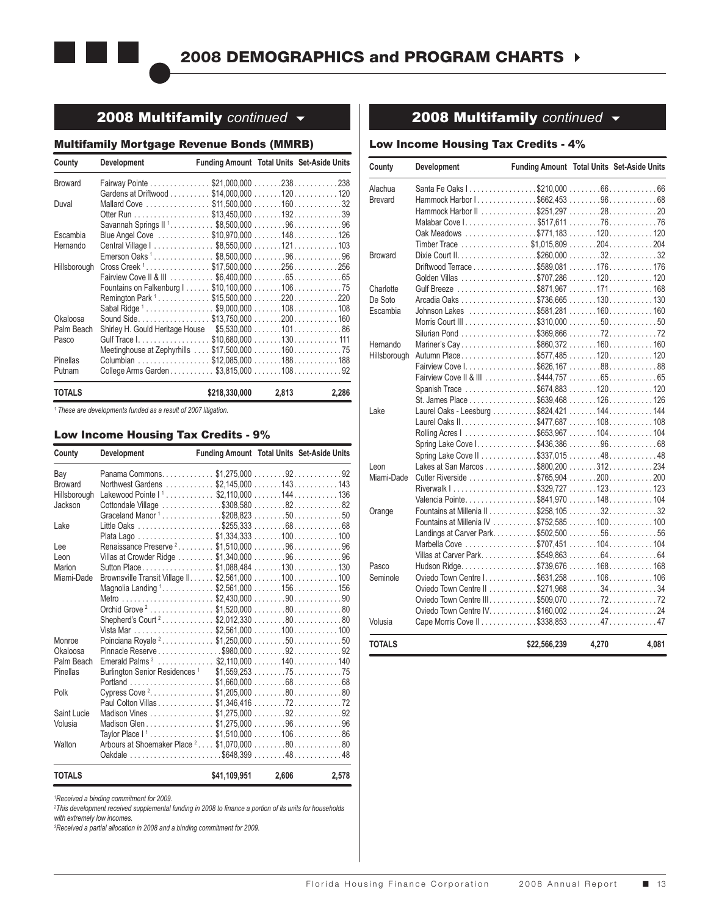# 2008 DEMOGRAPHICS and PROGRAM CHARTS

## 2008 Multifamily *continued*

### Multifamily Mortgage Revenue Bonds (MMRB)

| County | Development | Funding Amount | Total Units | Set-Aside Units |
|---|---|---|---|---|
| Broward | Fairway Pointe | $21,000,000 | 238 | 238 |
| | Gardens at Driftwood | $14,000,000 | 120 | 120 |
| Duval | Mallard Cove | $11,500,000 | 160 | 32 |
| | Otter Run | $13,450,000 | 192 | 39 |
| | Savannah Springs II [1] | $8,500,000 | 96 | 96 |
| Escambia | Blue Angel Cove | $10,970,000 | 148 | 126 |
| Hernando | Central Village I | $8,550,000 | 121 | 103 |
| | Emerson Oaks [1] | $8,500,000 | 96 | 96 |
| Hillsborough | Cross Creek [1] | $17,500,000 | 256 | 256 |
| | Fairview Cove II & III | $6,400,000 | 65 | 65 |
| | Fountains on Falkenburg I | $10,100,000 | 106 | 75 |
| | Remington Park [1] | $15,500,000 | 220 | 220 |
| | Sabal Ridge [1] | $9,000,000 | 108 | 108 |
| Okaloosa | Sound Side | $13,750,000 | 200 | 160 |
| Palm Beach | Shirley H. Gould Heritage House | $5,530,000 | 101 | 86 |
| Pasco | Gulf Trace I | $10,680,000 | 130 | 111 |
| | Meetinghouse at Zephyrhills | $17,500,000 | 160 | 75 |
| Pinellas | Columbian | $12,085,000 | 188 | 188 |
| Putnam | College Arms Garden | $3,815,000 | 108 | 92 |
| **TOTALS** | | **$218,330,000** | **2,813** | **2,286** |

*[1] These are developments funded as a result of 2007 litigation.*

### Low Income Housing Tax Credits - 9%

| County | Development | Funding Amount | Total Units | Set-Aside Units |
|---|---|---|---|---|
| Bay | Panama Commons | $1,275,000 | 92 | 92 |
| Broward | Northwest Gardens | $2,145,000 | 143 | 143 |
| Hillsborough | Lakewood Pointe I [1] | $2,110,000 | 144 | 136 |
| Jackson | Cottondale Village | $308,580 | 82 | 82 |
| | Graceland Manor [1] | $208,823 | 50 | 50 |
| Lake | Little Oaks | $255,333 | 68 | 68 |
| | Plata Lago | $1,334,333 | 100 | 100 |
| Lee | Renaissance Preserve [2] | $1,510,000 | 96 | 96 |
| Leon | Villas at Crowder Ridge | $1,340,000 | 96 | 96 |
| Marion | Sutton Place | $1,088,484 | 130 | 130 |
| Miami-Dade | Brownsville Transit Village II | $2,561,000 | 100 | 100 |
| | Magnolia Landing [1] | $2,561,000 | 156 | 156 |
| | Metro | $2,430,000 | 90 | 90 |
| | Orchid Grove [2] | $1,520,000 | 80 | 80 |
| | Shepherd's Court [2] | $2,012,330 | 80 | 80 |
| | Vista Mar | $2,561,000 | 100 | 100 |
| Monroe | Poinciana Royale [2] | $1,250,000 | 50 | 50 |
| Okaloosa | Pinnacle Reserve | $980,000 | 92 | 92 |
| Palm Beach | Emerald Palms [3] | $2,110,000 | 140 | 140 |
| Pinellas | Burlington Senior Residences [1] | $1,559,253 | 75 | 75 |
| | Portland | $1,660,000 | 68 | 68 |
| Polk | Cypress Cove [2] | $1,205,000 | 80 | 80 |
| | Paul Colton Villas | $1,346,416 | 72 | 72 |
| Saint Lucie | Madison Vines | $1,275,000 | 92 | 92 |
| Volusia | Madison Glen | $1,275,000 | 96 | 96 |
| | Taylor Place I [1] | $1,510,000 | 106 | 86 |
| Walton | Arbours at Shoemaker Place [2] | $1,070,000 | 80 | 80 |
| | Oakdale | $648,399 | 48 | 48 |
| **TOTALS** | | **$41,109,951** | **2,606** | **2,578** |

*[1]Received a binding commitment for 2009.*

*[2]This development received supplemental funding in 2008 to finance a portion of its units for households with extremely low incomes.*

*[3]Received a partial allocation in 2008 and a binding commitment for 2009.*

## 2008 Multifamily *continued*

### Low Income Housing Tax Credits - 4%

| County | Development | Funding Amount | Total Units | Set-Aside Units |
|---|---|---|---|---|
| Alachua | Santa Fe Oaks I | $210,000 | 66 | 66 |
| Brevard | Hammock Harbor I | $662,453 | 96 | 68 |
| | Hammock Harbor II | $251,297 | 28 | 20 |
| | Malabar Cove I | $517,611 | 76 | 76 |
| | Oak Meadows | $771,183 | 120 | 120 |
| | Timber Trace | $1,015,809 | 204 | 204 |
| Broward | Dixie Court II | $260,000 | 32 | 32 |
| | Driftwood Terrace | $589,081 | 176 | 176 |
| | Golden Villas | $730,286 | 120 | 120 |
| Charlotte | Gulf Breeze | $871,967 | 171 | 168 |
| De Soto | Arcadia Oaks | $736,665 | 130 | 130 |
| Escambia | Johnson Lakes | $581,281 | 160 | 160 |
| | Morris Court III | $310,000 | 50 | 50 |
| | Silurian Pond | $369,866 | 72 | 72 |
| Hernando | Mariner's Cay | $860,372 | 160 | 160 |
| Hillsborough | Autumn Place | $577,485 | 120 | 120 |
| | Fairview Cove I | $626,167 | 88 | 88 |
| | Fairview Cove II & III | $444,757 | 65 | 65 |
| | Spanish Trace | $674,883 | 120 | 120 |
| | St. James Place | $639,468 | 126 | 126 |
| Lake | Laurel Oaks - Leesburg | $824,421 | 144 | 144 |
| | Laurel Oaks II | $477,687 | 108 | 108 |
| | Rolling Acres I | $653,967 | 104 | 104 |
| | Spring Lake Cove I | $436,386 | 96 | 68 |
| | Spring Lake Cove II | $337,015 | 48 | 48 |
| Leon | Lakes at San Marcos | $800,200 | 312 | 234 |
| Miami-Dade | Cutler Riverside | $765,904 | 200 | 200 |
| | Riverwalk I | $329,727 | 123 | 123 |
| | Valencia Pointe | $841,970 | 148 | 104 |
| Orange | Fountains at Millenia II | $258,105 | 32 | 32 |
| | Fountains at Millenia IV | $752,585 | 100 | 100 |
| | Landings at Carver Park | $502,500 | 56 | 56 |
| | Marbella Cove | $707,451 | 104 | 104 |
| | Villas at Carver Park | $549,863 | 64 | 64 |
| Pasco | Hudson Ridge | $739,676 | 168 | 168 |
| Seminole | Oviedo Town Centre I | $631,258 | 106 | 106 |
| | Oviedo Town Centre II | $271,968 | 34 | 34 |
| | Oviedo Town Centre III | $509,070 | 72 | 72 |
| | Oviedo Town Centre IV | $160,002 | 24 | 24 |
| Volusia | Cape Morris Cove II | $338,853 | 47 | 47 |
| **TOTALS** | | **$22,566,239** | **4,270** | **4,081** |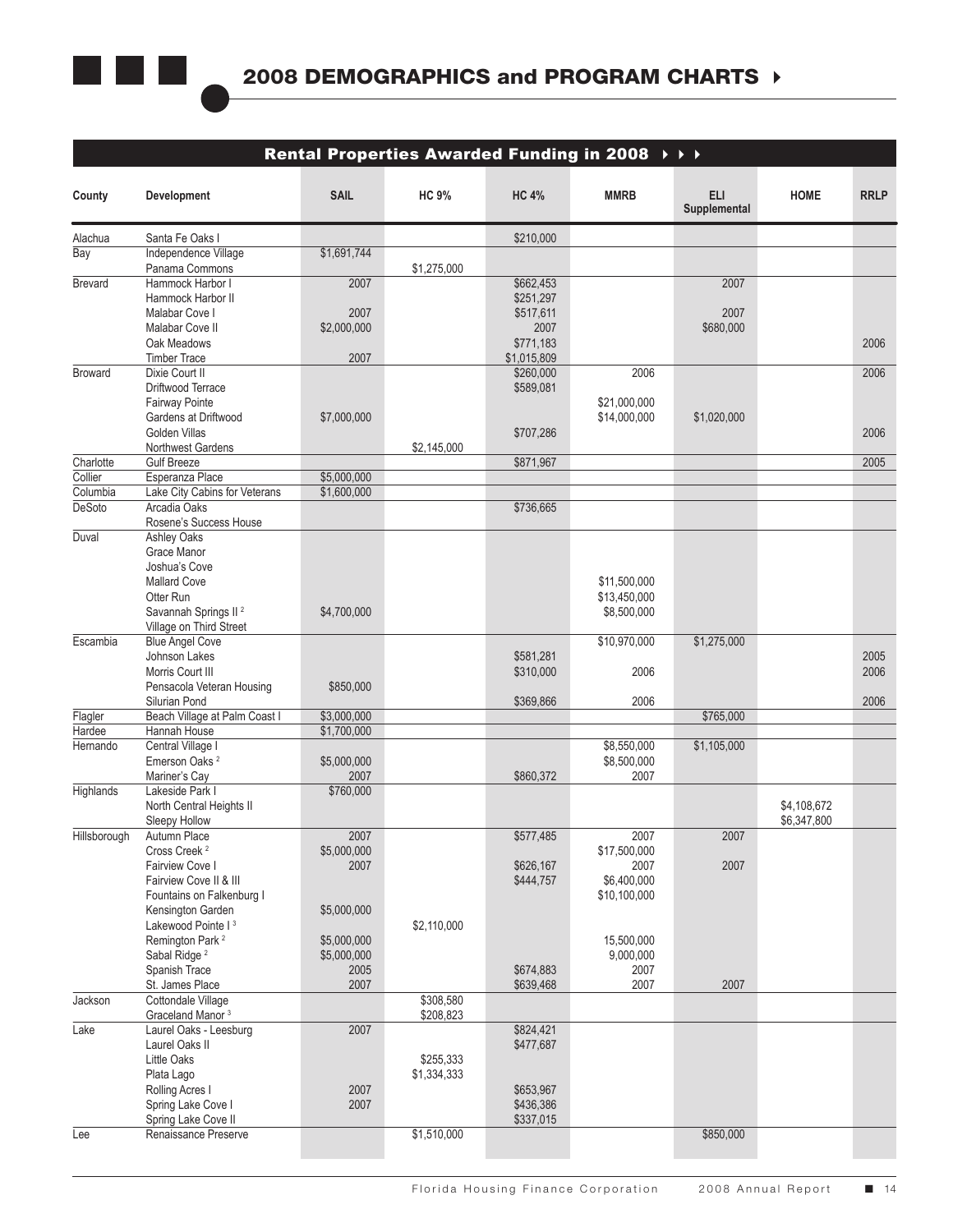# 2008 DEMOGRAPHICS and PROGRAM CHARTS

## Rental Properties Awarded Funding in 2008

| County | Development | SAIL | HC 9% | HC 4% | MMRB | ELI Supplemental | HOME | RRLP |
|---|---|---|---|---|---|---|---|---|
| Alachua | Santa Fe Oaks I | | | $210,000 | | | | |
| Bay | Independence Village | $1,691,744 | | | | | | |
| | Panama Commons | | $1,275,000 | | | | | |
| Brevard | Hammock Harbor I | 2007 | | $662,453 | | 2007 | | |
| | Hammock Harbor II | | | $251,297 | | | | |
| | Malabar Cove I | 2007 | | $517,611 | | 2007 | | |
| | Malabar Cove II | $2,000,000 | | 2007 | | $680,000 | | |
| | Oak Meadows | | | $771,183 | | | | 2006 |
| | Timber Trace | 2007 | | $1,015,809 | | | | |
| Broward | Dixie Court II | | | $260,000 | 2006 | | | 2006 |
| | Driftwood Terrace | | | $589,081 | | | | |
| | Fairway Pointe | | | | $21,000,000 | | | |
| | Gardens at Driftwood | $7,000,000 | | | $14,000,000 | $1,020,000 | | |
| | Golden Villas | | | $707,286 | | | | 2006 |
| | Northwest Gardens | | $2,145,000 | | | | | |
| Charlotte | Gulf Breeze | | | $871,967 | | | | 2005 |
| Collier | Esperanza Place | $5,000,000 | | | | | | |
| Columbia | Lake City Cabins for Veterans | $1,600,000 | | | | | | |
| DeSoto | Arcadia Oaks | | | $736,665 | | | | |
| | Rosene's Success House | | | | | | | |
| Duval | Ashley Oaks | | | | | | | |
| | Grace Manor | | | | | | | |
| | Joshua's Cove | | | | | | | |
| | Mallard Cove | | | | $11,500,000 | | | |
| | Otter Run | | | | $13,450,000 | | | |
| | Savannah Springs II [2] | $4,700,000 | | | $8,500,000 | | | |
| | Village on Third Street | | | | | | | |
| Escambia | Blue Angel Cove | | | | $10,970,000 | $1,275,000 | | |
| | Johnson Lakes | | | $581,281 | | | | 2005 |
| | Morris Court III | | | $310,000 | 2006 | | | 2006 |
| | Pensacola Veteran Housing | $850,000 | | | | | | |
| | Silurian Pond | | | $369,866 | 2006 | | | 2006 |
| Flagler | Beach Village at Palm Coast I | $3,000,000 | | | | $765,000 | | |
| Hardee | Hannah House | $1,700,000 | | | | | | |
| Hernando | Central Village I | | | | $8,550,000 | $1,105,000 | | |
| | Emerson Oaks [2] | $5,000,000 | | | $8,500,000 | | | |
| | Mariner's Cay | 2007 | | $860,372 | 2007 | | | |
| Highlands | Lakeside Park I | $760,000 | | | | | | |
| | North Central Heights II | | | | | | $4,108,672 | |
| | Sleepy Hollow | | | | | | $6,347,800 | |
| Hillsborough | Autumn Place | 2007 | | $577,485 | 2007 | 2007 | | |
| | Cross Creek [2] | $5,000,000 | | | $17,500,000 | | | |
| | Fairview Cove I | 2007 | | $626,167 | 2007 | 2007 | | |
| | Fairview Cove II & III | | | $444,757 | $6,400,000 | | | |
| | Fountains on Falkenburg I | | | | $10,100,000 | | | |
| | Kensington Garden | $5,000,000 | | | | | | |
| | Lakewood Pointe I [3] | | $2,110,000 | | | | | |
| | Remington Park [2] | $5,000,000 | | | 15,500,000 | | | |
| | Sabal Ridge [2] | $5,000,000 | | | 9,000,000 | | | |
| | Spanish Trace | 2005 | | $674,883 | 2007 | | | |
| | St. James Place | 2007 | | $639,468 | 2007 | 2007 | | |
| Jackson | Cottondale Village | | $308,580 | | | | | |
| | Graceland Manor [3] | | $208,823 | | | | | |
| Lake | Laurel Oaks - Leesburg | 2007 | | $824,421 | | | | |
| | Laurel Oaks II | | | $477,687 | | | | |
| | Little Oaks | | $255,333 | | | | | |
| | Plata Lago | | $1,334,333 | | | | | |
| | Rolling Acres I | 2007 | | $653,967 | | | | |
| | Spring Lake Cove I | 2007 | | $436,386 | | | | |
| | Spring Lake Cove II | | | $337,015 | | | | |
| Lee | Renaissance Preserve | | $1,510,000 | | | $850,000 | | |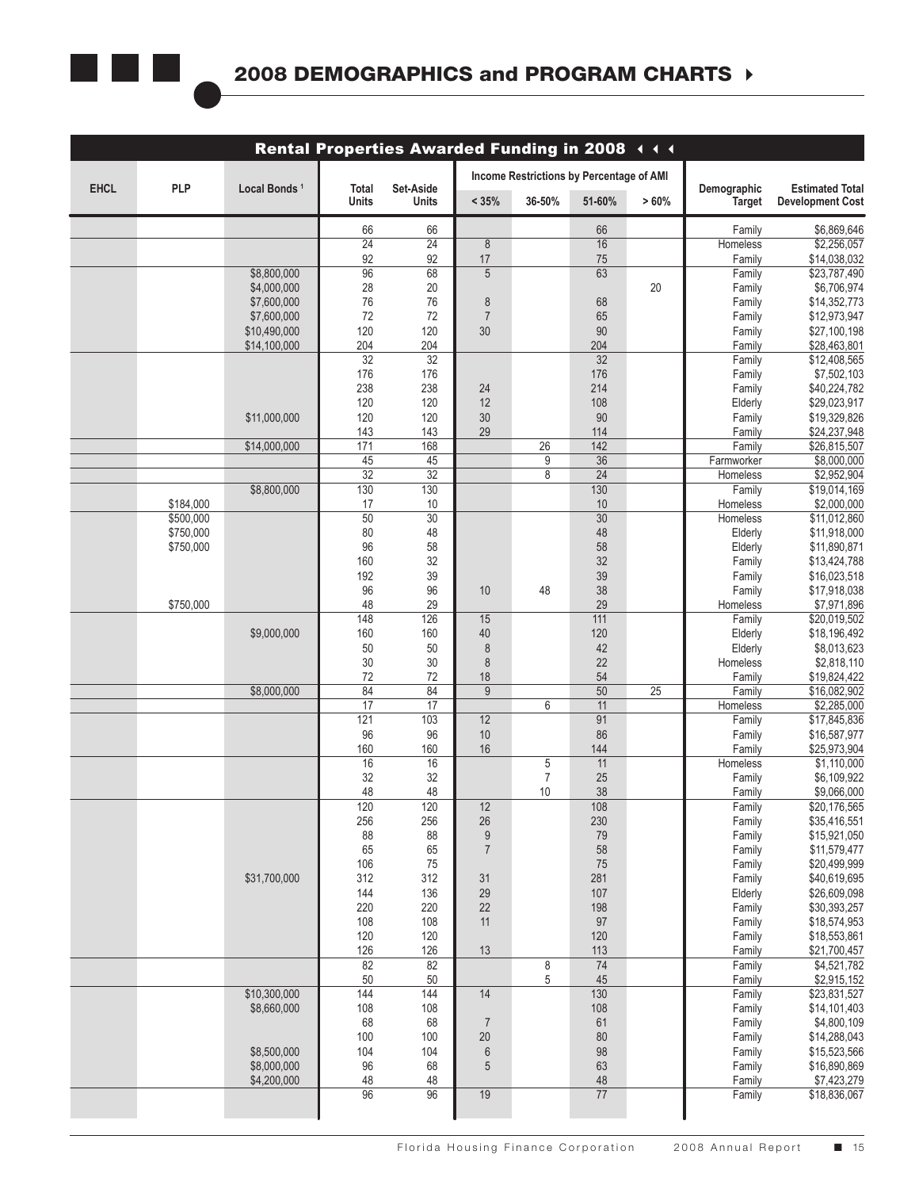## 2008 DEMOGRAPHICS and PROGRAM CHARTS

| Rental Properties Awarded Funding in 2008 | | | | | | | | | | |
|---|---|---|---|---|---|---|---|---|---|---|
| EHCL | PLP | Local Bonds [1] | Total Units | Set-Aside Units | Income Restrictions by Percentage of AMI | | | | Demographic Target | Estimated Total Development Cost |
| | | | | | < 35% | 36-50% | 51-60% | > 60% | | |
| | | | 66 | 66 | | | 66 | | Family | $6,869,646 |
| | | | 24 | 24 | 8 | | 16 | | Homeless | $2,256,057 |
| | | | 92 | 92 | 17 | | 75 | | Family | $14,038,032 |
| | | $8,800,000 | 96 | 68 | 5 | | 63 | | Family | $23,787,490 |
| | | $4,000,000 | 28 | 20 | | | | 20 | Family | $6,706,974 |
| | | $7,600,000 | 76 | 76 | 8 | | 68 | | Family | $14,352,773 |
| | | $7,600,000 | 72 | 72 | 7 | | 65 | | Family | $12,973,947 |
| | | $10,490,000 | 120 | 120 | 30 | | 90 | | Family | $27,100,198 |
| | | $14,100,000 | 204 | 204 | | | 204 | | Family | $28,463,801 |
| | | | 32 | 32 | | | 32 | | Family | $12,408,565 |
| | | | 176 | 176 | | | 176 | | Family | $7,502,103 |
| | | | 238 | 238 | 24 | | 214 | | Family | $40,224,782 |
| | | | 120 | 120 | 12 | | 108 | | Elderly | $29,023,917 |
| | | $11,000,000 | 120 | 120 | 30 | | 90 | | Family | $19,329,826 |
| | | | 143 | 143 | 29 | | 114 | | Family | $24,237,948 |
| | | $14,000,000 | 171 | 168 | | 26 | 142 | | Family | $26,815,507 |
| | | | 45 | 45 | | 9 | 36 | | Farmworker | $8,000,000 |
| | | | 32 | 32 | | 8 | 24 | | Homeless | $2,952,904 |
| | | $8,800,000 | 130 | 130 | | | 130 | | Family | $19,014,169 |
| | $184,000 | | 17 | 10 | | | 10 | | Homeless | $2,000,000 |
| | $500,000 | | 50 | 30 | | | 30 | | Homeless | $11,012,860 |
| | $750,000 | | 80 | 48 | | | 48 | | Elderly | $11,918,000 |
| | $750,000 | | 96 | 58 | | | 58 | | Elderly | $11,890,871 |
| | | | 160 | 32 | | | 32 | | Family | $13,424,788 |
| | | | 192 | 39 | | | 39 | | Family | $16,023,518 |
| | | | 96 | 96 | 10 | 48 | 38 | | Family | $17,918,038 |
| | $750,000 | | 48 | 29 | | | 29 | | Homeless | $7,971,896 |
| | | | 148 | 126 | 15 | | 111 | | Family | $20,019,502 |
| | | $9,000,000 | 160 | 160 | 40 | | 120 | | Elderly | $18,196,492 |
| | | | 50 | 50 | 8 | | 42 | | Elderly | $8,013,623 |
| | | | 30 | 30 | 8 | | 22 | | Homeless | $2,818,110 |
| | | | 72 | 72 | 18 | | 54 | | Family | $19,824,422 |
| | | $8,000,000 | 84 | 84 | 9 | | 50 | 25 | Family | $16,082,902 |
| | | | 17 | 17 | | 6 | 11 | | Homeless | $2,285,000 |
| | | | 121 | 103 | 12 | | 91 | | Family | $17,845,836 |
| | | | 96 | 96 | 10 | | 86 | | Family | $16,587,977 |
| | | | 160 | 160 | 16 | | 144 | | Family | $25,973,904 |
| | | | 16 | 16 | | 5 | 11 | | Homeless | $1,110,000 |
| | | | 32 | 32 | | 7 | 25 | | Family | $6,109,922 |
| | | | 48 | 48 | | 10 | 38 | | Family | $9,066,000 |
| | | | 120 | 120 | 12 | | 108 | | Family | $20,176,565 |
| | | | 256 | 256 | 26 | | 230 | | Family | $35,416,551 |
| | | | 88 | 88 | 9 | | 79 | | Family | $15,921,050 |
| | | | 65 | 65 | 7 | | 58 | | Family | $11,579,477 |
| | | | 106 | 75 | | | 75 | | Family | $20,499,999 |
| | | $31,700,000 | 312 | 312 | 31 | | 281 | | Family | $40,619,695 |
| | | | 144 | 136 | 29 | | 107 | | Elderly | $26,609,098 |
| | | | 220 | 220 | 22 | | 198 | | Family | $30,393,257 |
| | | | 108 | 108 | 11 | | 97 | | Family | $18,574,953 |
| | | | 120 | 120 | | | 120 | | Family | $18,553,861 |
| | | | 126 | 126 | 13 | | 113 | | Family | $21,700,457 |
| | | | 82 | 82 | | 8 | 74 | | Family | $4,521,782 |
| | | | 50 | 50 | | 5 | 45 | | Family | $2,915,152 |
| | | $10,300,000 | 144 | 144 | 14 | | 130 | | Family | $23,831,527 |
| | | $8,660,000 | 108 | 108 | | | 108 | | Family | $14,101,403 |
| | | | 68 | 68 | 7 | | 61 | | Family | $4,800,109 |
| | | | 100 | 100 | 20 | | 80 | | Family | $14,288,043 |
| | | $8,500,000 | 104 | 104 | 6 | | 98 | | Family | $15,523,566 |
| | | $8,000,000 | 96 | 68 | 5 | | 63 | | Family | $16,890,869 |
| | | $4,200,000 | 48 | 48 | | | 48 | | Family | $7,423,279 |
| | | | 96 | 96 | 19 | | 77 | | Family | $18,836,067 |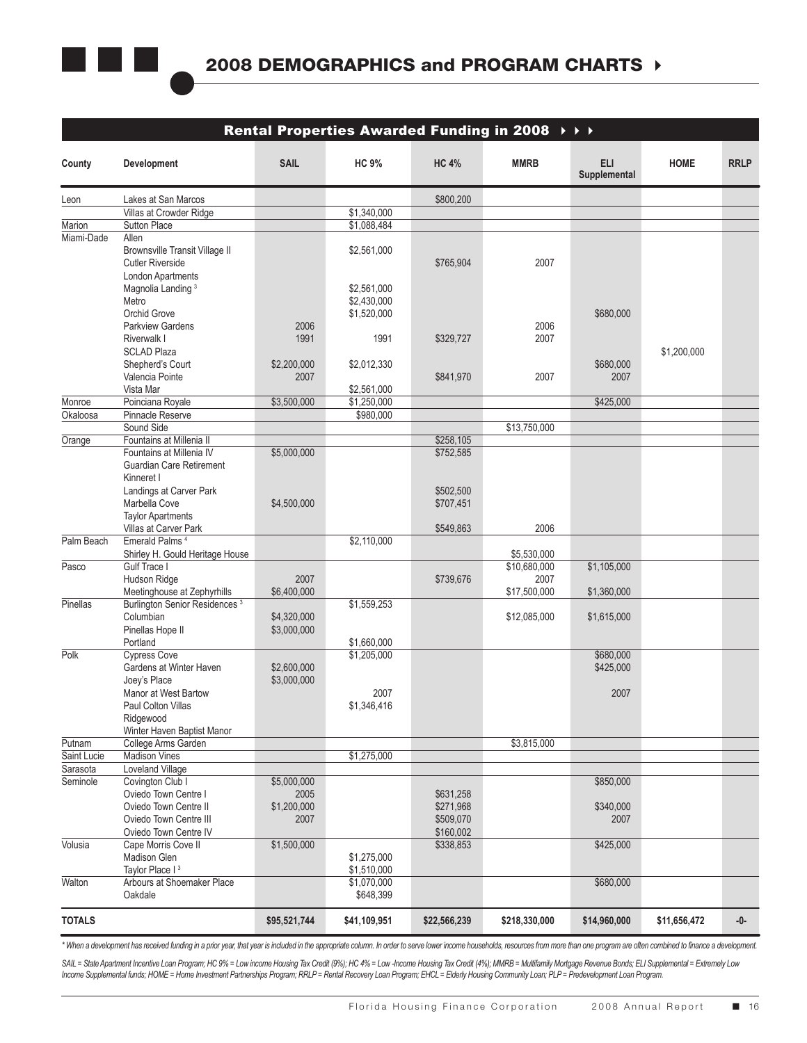## 2008 DEMOGRAPHICS and PROGRAM CHARTS

### Rental Properties Awarded Funding in 2008

| County | Development | SAIL | HC 9% | HC 4% | MMRB | ELI Supplemental | HOME | RRLP |
|---|---|---|---|---|---|---|---|---|
| Leon | Lakes at San Marcos | | | $800,200 | | | | |
| | Villas at Crowder Ridge | | $1,340,000 | | | | | |
| Marion | Sutton Place | | $1,088,484 | | | | | |
| Miami-Dade | Allen | | | | | | | |
| | Brownsville Transit Village II | | $2,561,000 | | | | | |
| | Cutler Riverside | | | $765,904 | 2007 | | | |
| | London Apartments | | | | | | | |
| | Magnolia Landing [3] | | $2,561,000 | | | | | |
| | Metro | | $2,430,000 | | | | | |
| | Orchid Grove | | $1,520,000 | | | $680,000 | | |
| | Parkview Gardens | 2006 | | | 2006 | | | |
| | Riverwalk I | 1991 | 1991 | $329,727 | 2007 | | | |
| | SCLAD Plaza | | | | | | $1,200,000 | |
| | Shepherd's Court | $2,200,000 | $2,012,330 | | | $680,000 | | |
| | Valencia Pointe | 2007 | | $841,970 | 2007 | 2007 | | |
| | Vista Mar | | $2,561,000 | | | | | |
| Monroe | Poinciana Royale | $3,500,000 | $1,250,000 | | | $425,000 | | |
| Okaloosa | Pinnacle Reserve | | $980,000 | | | | | |
| | Sound Side | | | | $13,750,000 | | | |
| Orange | Fountains at Millenia II | | | $258,105 | | | | |
| | Fountains at Millenia IV | $5,000,000 | | $752,585 | | | | |
| | Guardian Care Retirement | | | | | | | |
| | Kinneret I | | | | | | | |
| | Landings at Carver Park | | | $502,500 | | | | |
| | Marbella Cove | $4,500,000 | | $707,451 | | | | |
| | Taylor Apartments | | | | | | | |
| | Villas at Carver Park | | | $549,863 | 2006 | | | |
| Palm Beach | Emerald Palms [4] | | $2,110,000 | | | | | |
| | Shirley H. Gould Heritage House | | | | $5,530,000 | | | |
| Pasco | Gulf Trace I | | | | $10,680,000 | $1,105,000 | | |
| | Hudson Ridge | 2007 | | $739,676 | 2007 | | | |
| | Meetinghouse at Zephyrhills | $6,400,000 | | | $17,500,000 | $1,360,000 | | |
| Pinellas | Burlington Senior Residences [3] | | $1,559,253 | | | | | |
| | Columbian | $4,320,000 | | | $12,085,000 | $1,615,000 | | |
| | Pinellas Hope II | $3,000,000 | | | | | | |
| | Portland | | $1,660,000 | | | | | |
| Polk | Cypress Cove | | $1,205,000 | | | $680,000 | | |
| | Gardens at Winter Haven | $2,600,000 | | | | $425,000 | | |
| | Joey's Place | $3,000,000 | | | | | | |
| | Manor at West Bartow | | 2007 | | | 2007 | | |
| | Paul Colton Villas | | $1,346,416 | | | | | |
| | Ridgewood | | | | | | | |
| | Winter Haven Baptist Manor | | | | | | | |
| Putnam | College Arms Garden | | | | $3,815,000 | | | |
| Saint Lucie | Madison Vines | | $1,275,000 | | | | | |
| Sarasota | Loveland Village | | | | | | | |
| Seminole | Covington Club I | $5,000,000 | | | | $850,000 | | |
| | Oviedo Town Centre I | 2005 | | $631,258 | | | | |
| | Oviedo Town Centre II | $1,200,000 | | $271,968 | | $340,000 | | |
| | Oviedo Town Centre III | 2007 | | $509,070 | | 2007 | | |
| | Oviedo Town Centre IV | | | $160,002 | | | | |
| Volusia | Cape Morris Cove II | $1,500,000 | | $338,853 | | $425,000 | | |
| | Madison Glen | | $1,275,000 | | | | | |
| | Taylor Place I [3] | | $1,510,000 | | | | | |
| Walton | Arbours at Shoemaker Place | | $1,070,000 | | | $680,000 | | |
| | Oakdale | | $648,399 | | | | | |
| **TOTALS** | | **$95,521,744** | **$41,109,951** | **$22,566,239** | **$218,330,000** | **$14,960,000** | **$11,656,472** | **-0-** |

*\* When a development has received funding in a prior year, that year is included in the appropriate column. In order to serve lower income households, resources from more than one program are often combined to finance a development.*

*SAIL = State Apartment Incentive Loan Program; HC 9% = Low income Housing Tax Credit (9%); HC 4% = Low -Income Housing Tax Credit (4%); MMRB = Multifamily Mortgage Revenue Bonds; ELI Supplemental = Extremely Low Income Supplemental funds; HOME = Home Investment Partnerships Program; RRLP = Rental Recovery Loan Program; EHCL = Elderly Housing Community Loan; PLP = Predevelopment Loan Program.*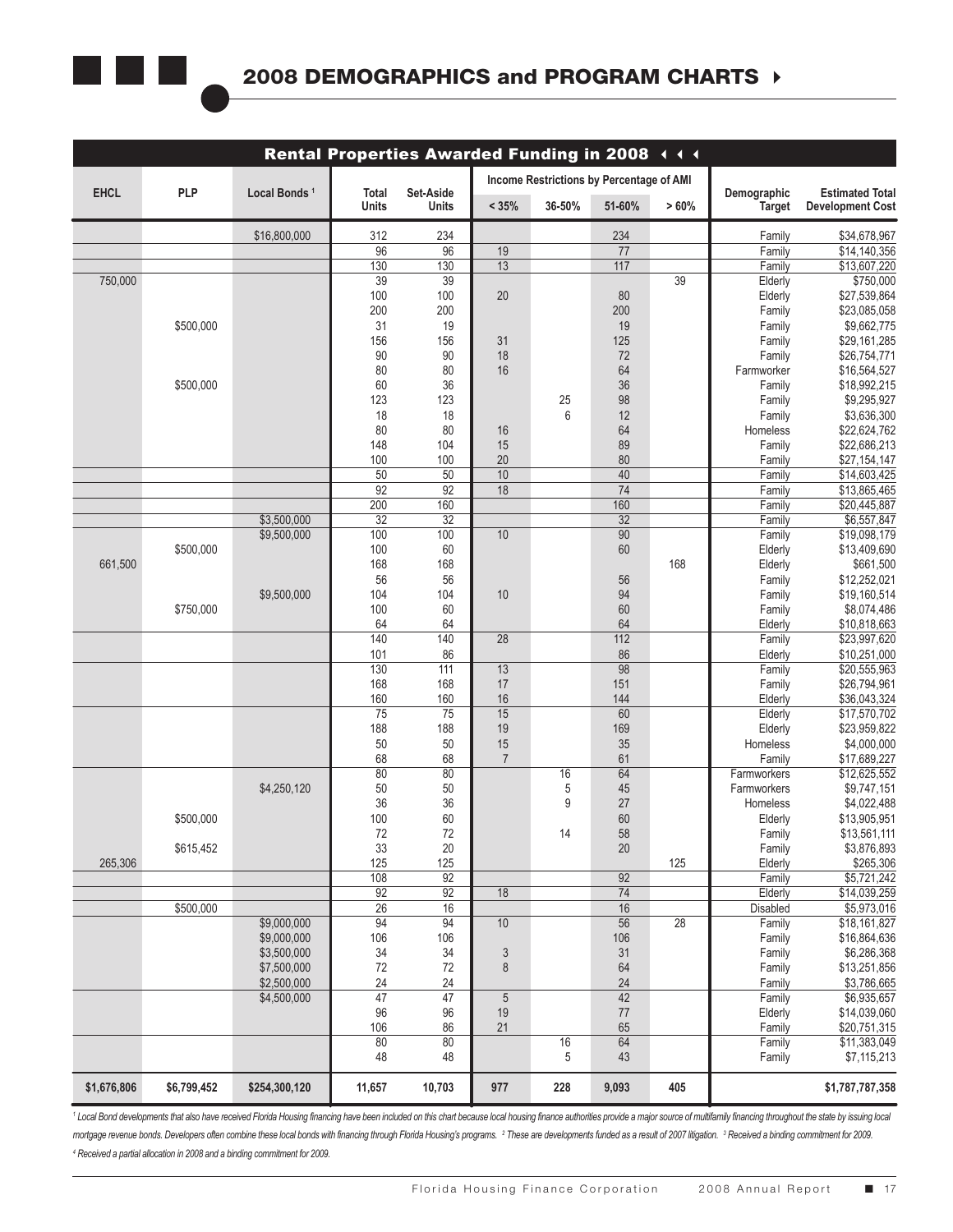## 2008 DEMOGRAPHICS and PROGRAM CHARTS

| Rental Properties Awarded Funding in 2008 | | | | | | | | | | | |
|---|---|---|---|---|---|---|---|---|---|---|---|
| | | | | | Income Restrictions by Percentage of AMI | | | | | | |
| EHCL | PLP | Local Bonds [1] | Total Units | Set-Aside Units | < 35% | 36-50% | 51-60% | > 60% | Demographic Target | Estimated Total Development Cost |
| | | $16,800,000 | 312 | 234 | | | 234 | | Family | $34,678,967 |
| | | | 96 | 96 | 19 | | 77 | | Family | $14,140,356 |
| | | | 130 | 130 | 13 | | 117 | | Family | $13,607,220 |
| 750,000 | | | 39 | 39 | | | | 39 | Elderly | $750,000 |
| | | | 100 | 100 | 20 | | 80 | | Elderly | $27,539,864 |
| | | | 200 | 200 | | | 200 | | Family | $23,085,058 |
| | $500,000 | | 31 | 19 | | | 19 | | Family | $9,662,775 |
| | | | 156 | 156 | 31 | | 125 | | Family | $29,161,285 |
| | | | 90 | 90 | 18 | | 72 | | Family | $26,754,771 |
| | | | 80 | 80 | 16 | | 64 | | Farmworker | $16,564,527 |
| | $500,000 | | 60 | 36 | | | 36 | | Family | $18,992,215 |
| | | | 123 | 123 | | 25 | 98 | | Family | $9,295,927 |
| | | | 18 | 18 | | 6 | 12 | | Family | $3,636,300 |
| | | | 80 | 80 | 16 | | 64 | | Homeless | $22,624,762 |
| | | | 148 | 104 | 15 | | 89 | | Family | $22,686,213 |
| | | | 100 | 100 | 20 | | 80 | | Family | $27,154,147 |
| | | | 50 | 50 | 10 | | 40 | | Family | $14,603,425 |
| | | | 92 | 92 | 18 | | 74 | | Family | $13,865,465 |
| | | | 200 | 160 | | | 160 | | Family | $20,445,887 |
| | | $3,500,000 | 32 | 32 | | | 32 | | Family | $6,557,847 |
| | | $9,500,000 | 100 | 100 | 10 | | 90 | | Family | $19,098,179 |
| | $500,000 | | 100 | 60 | | | 60 | | Elderly | $13,409,690 |
| 661,500 | | | 168 | 168 | | | | 168 | Elderly | $661,500 |
| | | | 56 | 56 | | | 56 | | Family | $12,252,021 |
| | | $9,500,000 | 104 | 104 | 10 | | 94 | | Family | $19,160,514 |
| | $750,000 | | 100 | 60 | | | 60 | | Family | $8,074,486 |
| | | | 64 | 64 | | | 64 | | Elderly | $10,818,663 |
| | | | 140 | 140 | 28 | | 112 | | Family | $23,997,620 |
| | | | 101 | 86 | | | 86 | | Elderly | $10,251,000 |
| | | | 130 | 111 | 13 | | 98 | | Family | $20,555,963 |
| | | | 168 | 168 | 17 | | 151 | | Family | $26,794,961 |
| | | | 160 | 160 | 16 | | 144 | | Elderly | $36,043,324 |
| | | | 75 | 75 | 15 | | 60 | | Elderly | $17,570,702 |
| | | | 188 | 188 | 19 | | 169 | | Elderly | $23,959,822 |
| | | | 50 | 50 | 15 | | 35 | | Homeless | $4,000,000 |
| | | | 68 | 68 | 7 | | 61 | | Family | $17,689,227 |
| | | | 80 | 80 | | 16 | 64 | | Farmworkers | $12,625,552 |
| | | $4,250,120 | 50 | 50 | | 5 | 45 | | Farmworkers | $9,747,151 |
| | | | 36 | 36 | | 9 | 27 | | Homeless | $4,022,488 |
| | $500,000 | | 100 | 60 | | | 60 | | Elderly | $13,905,951 |
| | | | 72 | 72 | | 14 | 58 | | Family | $13,561,111 |
| | $615,452 | | 33 | 20 | | | 20 | | Family | $3,876,893 |
| 265,306 | | | 125 | 125 | | | | 125 | Elderly | $265,306 |
| | | | 108 | 92 | | | 92 | | Family | $5,721,242 |
| | | | 92 | 92 | 18 | | 74 | | Elderly | $14,039,259 |
| | $500,000 | | 26 | 16 | | | 16 | | Disabled | $5,973,016 |
| | | $9,000,000 | 94 | 94 | 10 | | 56 | 28 | Family | $18,161,827 |
| | | $9,000,000 | 106 | 106 | | | 106 | | Family | $16,864,636 |
| | | $3,500,000 | 34 | 34 | 3 | | 31 | | Family | $6,286,368 |
| | | $7,500,000 | 72 | 72 | 8 | | 64 | | Family | $13,251,856 |
| | | $2,500,000 | 24 | 24 | | | 24 | | Family | $3,786,665 |
| | | $4,500,000 | 47 | 47 | 5 | | 42 | | Family | $6,935,657 |
| | | | 96 | 96 | 19 | | 77 | | Elderly | $14,039,060 |
| | | | 106 | 86 | 21 | | 65 | | Family | $20,751,315 |
| | | | 80 | 80 | | 16 | 64 | | Family | $11,383,049 |
| | | | 48 | 48 | | 5 | 43 | | Family | $7,115,213 |
| **$1,676,806** | **$6,799,452** | **$254,300,120** | **11,657** | **10,703** | **977** | **228** | **9,093** | **405** | | **$1,787,787,358** |

*[1] Local Bond developments that also have received Florida Housing financing have been included on this chart because local housing finance authorities provide a major source of multifamily financing throughout the state by issuing local mortgage revenue bonds. Developers often combine these local bonds with financing through Florida Housing's programs. [2] These are developments funded as a result of 2007 litigation. [3] Received a binding commitment for 2009. [4] Received a partial allocation in 2008 and a binding commitment for 2009.*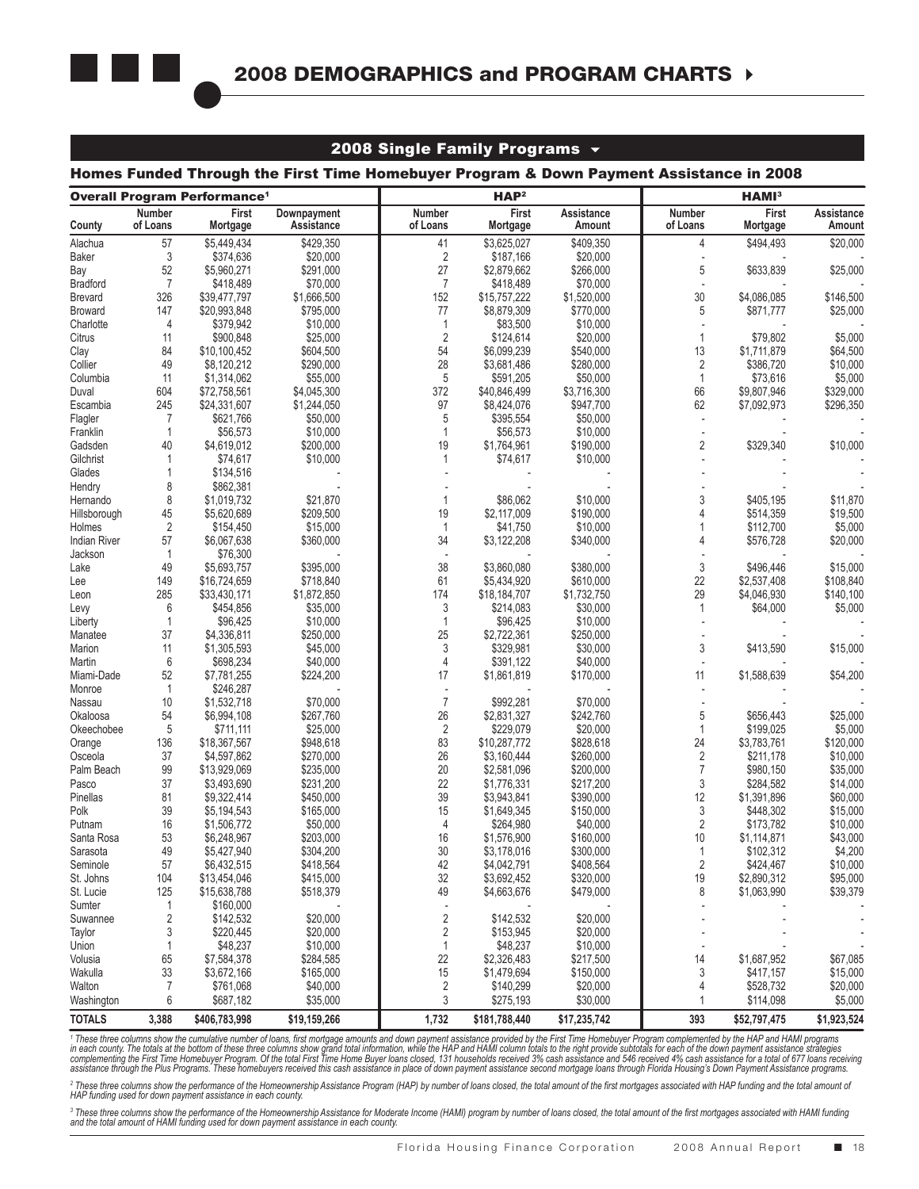# 2008 DEMOGRAPHICS and PROGRAM CHARTS

## 2008 Single Family Programs

### Homes Funded Through the First Time Homebuyer Program & Down Payment Assistance in 2008

| | Overall Program Performance[1] | | | HAP[2] | | | HAMI[3] | | |
|---|---|---|---|---|---|---|---|---|---|
| County | Number of Loans | First Mortgage | Downpayment Assistance | Number of Loans | First Mortgage | Assistance Amount | Number of Loans | First Mortgage | Assistance Amount |
| Alachua | 57 | $5,449,434 | $429,350 | 41 | $3,625,027 | $409,350 | 4 | $494,493 | $20,000 |
| Baker | 3 | $374,636 | $20,000 | 2 | $187,166 | $20,000 | - | - | - |
| Bay | 52 | $5,960,271 | $291,000 | 27 | $2,879,662 | $266,000 | 5 | $633,839 | $25,000 |
| Bradford | 7 | $418,489 | $70,000 | 7 | $418,489 | $70,000 | - | - | - |
| Brevard | 326 | $39,477,797 | $1,666,500 | 152 | $15,757,222 | $1,520,000 | 30 | $4,086,085 | $146,500 |
| Broward | 147 | $20,993,848 | $795,000 | 77 | $8,879,309 | $770,000 | 5 | $871,777 | $25,000 |
| Charlotte | 4 | $379,942 | $10,000 | 1 | $83,500 | $10,000 | - | - | - |
| Citrus | 11 | $900,848 | $25,000 | 2 | $124,614 | $20,000 | 1 | $79,802 | $5,000 |
| Clay | 84 | $10,100,452 | $604,500 | 54 | $6,099,239 | $540,000 | 13 | $1,711,879 | $64,500 |
| Collier | 49 | $8,120,212 | $290,000 | 28 | $3,681,486 | $280,000 | 2 | $386,720 | $10,000 |
| Columbia | 11 | $1,314,062 | $55,000 | 5 | $591,205 | $50,000 | 1 | $73,616 | $5,000 |
| Duval | 604 | $72,758,561 | $4,045,300 | 372 | $40,846,499 | $3,716,300 | 66 | $9,807,946 | $329,000 |
| Escambia | 245 | $24,331,607 | $1,244,050 | 97 | $8,424,076 | $947,700 | 62 | $7,092,973 | $296,350 |
| Flagler | 7 | $621,766 | $50,000 | 5 | $395,554 | $50,000 | - | - | - |
| Franklin | 1 | $56,573 | $10,000 | 1 | $56,573 | $10,000 | - | - | - |
| Gadsden | 40 | $4,619,012 | $200,000 | 19 | $1,764,961 | $190,000 | 2 | $329,340 | $10,000 |
| Gilchrist | 1 | $74,617 | $10,000 | 1 | $74,617 | $10,000 | - | - | - |
| Glades | 1 | $134,516 | - | - | - | - | - | - | - |
| Hendry | 8 | $862,381 | - | - | - | - | - | - | - |
| Hernando | 8 | $1,019,732 | $21,870 | 1 | $86,062 | $10,000 | 3 | $405,195 | $11,870 |
| Hillsborough | 45 | $5,620,689 | $209,500 | 19 | $2,117,009 | $190,000 | 4 | $514,359 | $19,500 |
| Holmes | 2 | $154,450 | $15,000 | 1 | $41,750 | $10,000 | 1 | $112,700 | $5,000 |
| Indian River | 57 | $6,067,638 | $360,000 | 34 | $3,122,208 | $340,000 | 4 | $576,728 | $20,000 |
| Jackson | 1 | $76,300 | - | - | - | - | - | - | - |
| Lake | 49 | $5,693,757 | $395,000 | 38 | $3,860,080 | $380,000 | 3 | $496,446 | $15,000 |
| Lee | 149 | $16,724,659 | $718,840 | 61 | $5,434,920 | $610,000 | 22 | $2,537,408 | $108,840 |
| Leon | 285 | $33,430,171 | $1,872,850 | 174 | $18,184,707 | $1,732,750 | 29 | $4,046,930 | $140,100 |
| Levy | 6 | $454,856 | $35,000 | 3 | $214,083 | $30,000 | 1 | $64,000 | $5,000 |
| Liberty | 1 | $96,425 | $10,000 | 1 | $96,425 | $10,000 | - | - | - |
| Manatee | 37 | $4,336,811 | $250,000 | 25 | $2,722,361 | $250,000 | - | - | - |
| Marion | 11 | $1,305,593 | $45,000 | 3 | $329,981 | $30,000 | 3 | $413,590 | $15,000 |
| Martin | 6 | $698,234 | $40,000 | 4 | $391,122 | $40,000 | - | - | - |
| Miami-Dade | 52 | $7,781,255 | $224,200 | 17 | $1,861,819 | $170,000 | 11 | $1,588,639 | $54,200 |
| Monroe | 1 | $246,287 | - | - | - | - | - | - | - |
| Nassau | 10 | $1,532,718 | $70,000 | 7 | $992,281 | $70,000 | - | - | - |
| Okaloosa | 54 | $6,994,108 | $267,760 | 26 | $2,831,327 | $242,760 | 5 | $656,443 | $25,000 |
| Okeechobee | 5 | $711,111 | $25,000 | 2 | $229,079 | $20,000 | 1 | $199,025 | $5,000 |
| Orange | 136 | $18,367,567 | $948,618 | 83 | $10,287,772 | $828,618 | 24 | $3,783,761 | $120,000 |
| Osceola | 37 | $4,597,862 | $270,000 | 26 | $3,160,444 | $260,000 | 2 | $211,178 | $10,000 |
| Palm Beach | 99 | $13,929,069 | $235,000 | 20 | $2,581,096 | $200,000 | 7 | $980,150 | $35,000 |
| Pasco | 37 | $3,493,690 | $231,200 | 22 | $1,776,331 | $217,200 | 3 | $284,582 | $14,000 |
| Pinellas | 81 | $9,322,414 | $450,000 | 39 | $3,943,841 | $390,000 | 12 | $1,391,896 | $60,000 |
| Polk | 39 | $5,194,543 | $165,000 | 15 | $1,649,345 | $150,000 | 3 | $448,302 | $15,000 |
| Putnam | 16 | $1,506,772 | $50,000 | 4 | $264,980 | $40,000 | 2 | $173,782 | $10,000 |
| Santa Rosa | 53 | $6,248,967 | $203,000 | 16 | $1,576,900 | $160,000 | 10 | $1,114,871 | $43,000 |
| Sarasota | 49 | $5,427,940 | $304,200 | 30 | $3,178,016 | $300,000 | 1 | $102,312 | $4,200 |
| Seminole | 57 | $6,432,515 | $418,564 | 42 | $4,042,791 | $408,564 | 2 | $424,467 | $10,000 |
| St. Johns | 104 | $13,454,046 | $415,000 | 32 | $3,692,452 | $320,000 | 19 | $2,890,312 | $95,000 |
| St. Lucie | 125 | $15,638,788 | $518,379 | 49 | $4,663,676 | $479,000 | 8 | $1,063,990 | $39,379 |
| Sumter | 1 | $160,000 | - | - | - | - | - | - | - |
| Suwannee | 2 | $142,532 | $20,000 | 2 | $142,532 | $20,000 | - | - | - |
| Taylor | 3 | $220,445 | $20,000 | 2 | $153,945 | $20,000 | - | - | - |
| Union | 1 | $48,237 | $10,000 | 1 | $48,237 | $10,000 | - | - | - |
| Volusia | 65 | $7,584,378 | $284,585 | 22 | $2,326,483 | $217,500 | 14 | $1,687,952 | $67,085 |
| Wakulla | 33 | $3,672,166 | $165,000 | 15 | $1,479,694 | $150,000 | 3 | $417,157 | $15,000 |
| Walton | 7 | $761,068 | $40,000 | 2 | $140,299 | $20,000 | 4 | $528,732 | $20,000 |
| Washington | 6 | $687,182 | $35,000 | 3 | $275,193 | $30,000 | 1 | $114,098 | $5,000 |
| **TOTALS** | **3,388** | **$406,783,998** | **$19,159,266** | **1,732** | **$181,788,440** | **$17,235,742** | **393** | **$52,797,475** | **$1,923,524** |

*[1] These three columns show the cumulative number of loans, first mortgage amounts and down payment assistance provided by the First Time Homebuyer Program complemented by the HAP and HAMI programs in each county. The totals at the bottom of these three columns show grand total information, while the HAP and HAMI column totals to the right provide subtotals for each of the down payment assistance strategies complementing the First Time Homebuyer Program. Of the total First Time Home Buyer loans closed, 131 households received 3% cash assistance and 546 received 4% cash assistance for a total of 677 loans receiving assistance through the Plus Programs. These homebuyers received this cash assistance in place of down payment assistance second mortgage loans through Florida Housing's Down Payment Assistance programs.*

*[2] These three columns show the performance of the Homeownership Assistance Program (HAP) by number of loans closed, the total amount of the first mortgages associated with HAP funding and the total amount of HAP funding used for down payment assistance in each county.*

*[3] These three columns show the performance of the Homeownership Assistance for Moderate Income (HAMI) program by number of loans closed, the total amount of the first mortgages associated with HAMI funding and the total amount of HAMI funding used for down payment assistance in each county.*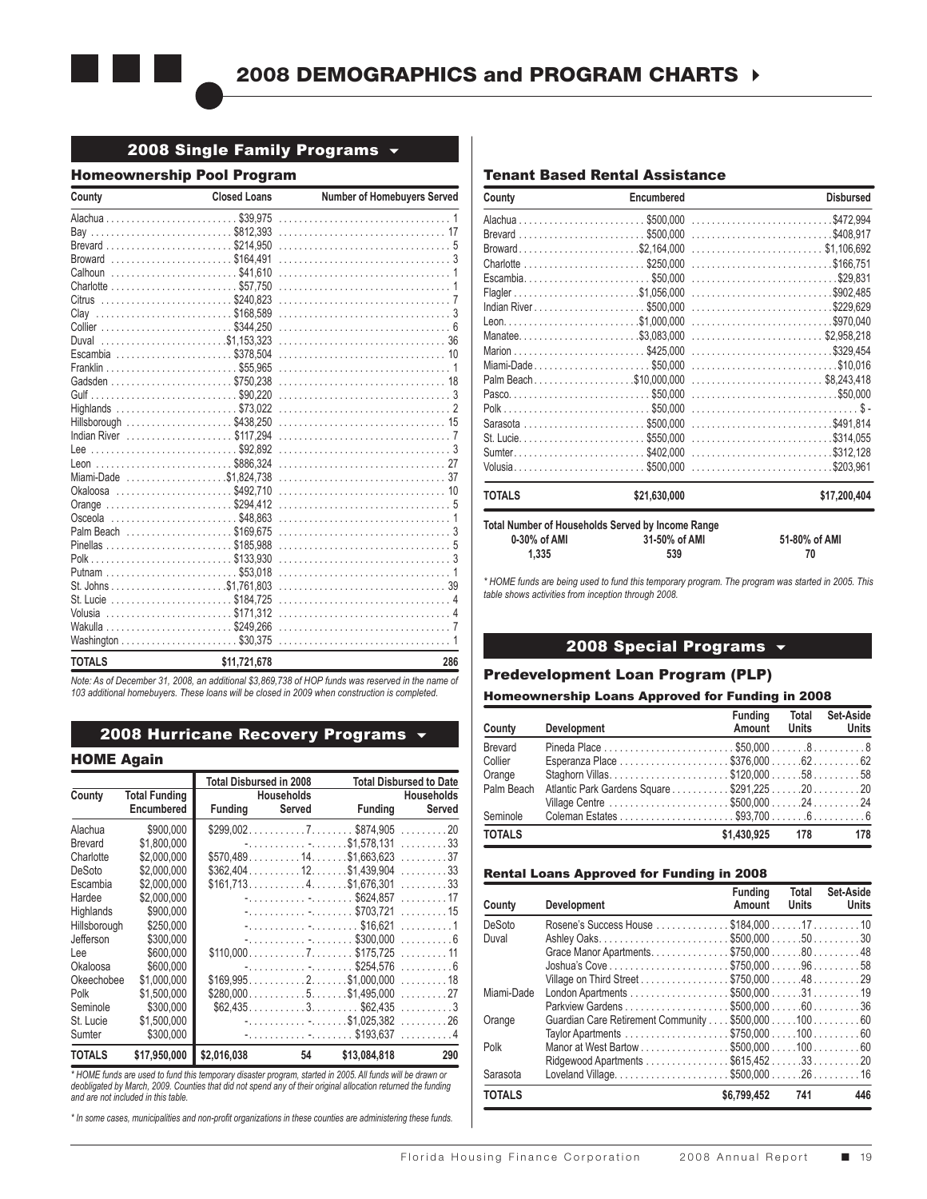# 2008 DEMOGRAPHICS and PROGRAM CHARTS

## 2008 Single Family Programs

### Homeownership Pool Program

| County | Closed Loans | Number of Homebuyers Served |
|---|---|---|
| Alachua | $39,975 | 1 |
| Bay | $812,393 | 17 |
| Brevard | $214,950 | 5 |
| Broward | $164,491 | 3 |
| Calhoun | $41,610 | 1 |
| Charlotte | $57,750 | 1 |
| Citrus | $240,823 | 7 |
| Clay | $168,589 | 3 |
| Collier | $344,250 | 6 |
| Duval | $1,153,323 | 36 |
| Escambia | $378,504 | 10 |
| Franklin | $55,965 | 1 |
| Gadsden | $750,238 | 18 |
| Gulf | $90,220 | 3 |
| Highlands | $73,022 | 2 |
| Hillsborough | $438,250 | 15 |
| Indian River | $117,294 | 7 |
| Lee | $92,892 | 3 |
| Leon | $886,324 | 27 |
| Miami-Dade | $1,824,738 | 37 |
| Okaloosa | $492,710 | 10 |
| Orange | $294,412 | 5 |
| Osceola | $48,863 | 1 |
| Palm Beach | $169,675 | 3 |
| Pinellas | $185,988 | 5 |
| Polk | $133,930 | 3 |
| Putnam | $53,018 | 1 |
| St. Johns | $1,761,803 | 39 |
| St. Lucie | $184,725 | 4 |
| Volusia | $171,312 | 4 |
| Wakulla | $249,266 | 7 |
| Washington | $30,375 | 1 |
| **TOTALS** | **$11,721,678** | **286** |

*Note: As of December 31, 2008, an additional $3,869,738 of HOP funds was reserved in the name of 103 additional homebuyers. These loans will be closed in 2009 when construction is completed.*

## 2008 Hurricane Recovery Programs

### HOME Again

| County | Total Funding Encumbered | Total Disbursed in 2008 | | Total Disbursed to Date | |
|---|---|---|---|---|---|
| | | Funding | Households Served | Funding | Households Served |
| Alachua | $900,000 | $299,002 | 7 | $874,905 | 20 |
| Brevard | $1,800,000 | - | - | $1,578,131 | 33 |
| Charlotte | $2,000,000 | $570,489 | 14 | $1,663,623 | 37 |
| DeSoto | $2,000,000 | $362,404 | 12 | $1,439,904 | 33 |
| Escambia | $2,000,000 | $161,713 | 4 | $1,676,301 | 33 |
| Hardee | $2,000,000 | - | - | $624,857 | 17 |
| Highlands | $900,000 | - | - | $703,721 | 15 |
| Hillsborough | $250,000 | - | - | $16,621 | 1 |
| Jefferson | $300,000 | - | - | $300,000 | 6 |
| Lee | $600,000 | $110,000 | 7 | $175,725 | 11 |
| Okaloosa | $600,000 | - | - | $254,576 | 6 |
| Okeechobee | $1,000,000 | $169,995 | 2 | $1,000,000 | 18 |
| Polk | $1,500,000 | $280,000 | 5 | $1,495,000 | 27 |
| Seminole | $300,000 | $62,435 | 3 | $62,435 | 3 |
| St. Lucie | $1,500,000 | - | - | $1,025,382 | 26 |
| Sumter | $300,000 | - | - | $193,637 | 4 |
| **TOTALS** | **$17,950,000** | **$2,016,038** | **54** | **$13,084,818** | **290** |

*\* HOME funds are used to fund this temporary disaster program, started in 2005. All funds will be drawn or deobligated by March, 2009. Counties that did not spend any of their original allocation returned the funding and are not included in this table.*

*\* In some cases, municipalities and non-profit organizations in these counties are administering these funds.*

### Tenant Based Rental Assistance

| County | Encumbered | Disbursed |
|---|---|---|
| Alachua | $500,000 | $472,994 |
| Brevard | $500,000 | $408,917 |
| Broward | $2,164,000 | $1,106,692 |
| Charlotte | $250,000 | $166,751 |
| Escambia | $50,000 | $29,831 |
| Flagler | $1,056,000 | $902,485 |
| Indian River | $500,000 | $229,629 |
| Leon | $1,000,000 | $970,040 |
| Manatee | $3,083,000 | $2,958,218 |
| Marion | $425,000 | $329,454 |
| Miami-Dade | $50,000 | $10,016 |
| Palm Beach | $10,000,000 | $8,243,418 |
| Pasco | $50,000 | $50,000 |
| Polk | $50,000 | $ - |
| Sarasota | $500,000 | $491,814 |
| St. Lucie | $550,000 | $314,055 |
| Sumter | $402,000 | $312,128 |
| Volusia | $500,000 | $203,961 |
| **TOTALS** | **$21,630,000** | **$17,200,404** |

**Total Number of Households Served by Income Range**

| 0-30% of AMI | 31-50% of AMI | 51-80% of AMI |
|---|---|---|
| 1,335 | 539 | 70 |

*\* HOME funds are being used to fund this temporary program. The program was started in 2005. This table shows activities from inception through 2008.*

## 2008 Special Programs

### Predevelopment Loan Program (PLP)

#### Homeownership Loans Approved for Funding in 2008

| County | Development | Funding Amount | Total Units | Set-Aside Units |
|---|---|---|---|---|
| Brevard | Pineda Place | $50,000 | 8 | 8 |
| Collier | Esperanza Place | $376,000 | 62 | 62 |
| Orange | Staghorn Villas | $120,000 | 58 | 58 |
| Palm Beach | Atlantic Park Gardens Square | $291,225 | 20 | 20 |
| | Village Centre | $500,000 | 24 | 24 |
| Seminole | Coleman Estates | $93,700 | 6 | 6 |
| **TOTALS** | | **$1,430,925** | **178** | **178** |

#### Rental Loans Approved for Funding in 2008

| County | Development | Funding Amount | Total Units | Set-Aside Units |
|---|---|---|---|---|
| DeSoto | Rosene's Success House | $184,000 | 17 | 10 |
| Duval | Ashley Oaks | $500,000 | 50 | 30 |
| | Grace Manor Apartments | $750,000 | 80 | 48 |
| | Joshua's Cove | $750,000 | 96 | 58 |
| | Village on Third Street | $750,000 | 48 | 29 |
| Miami-Dade | London Apartments | $500,000 | 31 | 19 |
| | Parkview Gardens | $500,000 | 60 | 36 |
| Orange | Guardian Care Retirement Community | $500,000 | 100 | 60 |
| | Taylor Apartments | $750,000 | 100 | 60 |
| Polk | Manor at West Bartow | $500,000 | 100 | 60 |
| | Ridgewood Apartments | $615,452 | 33 | 20 |
| Sarasota | Loveland Village | $500,000 | 26 | 16 |
| **TOTALS** | | **$6,799,452** | **741** | **446** |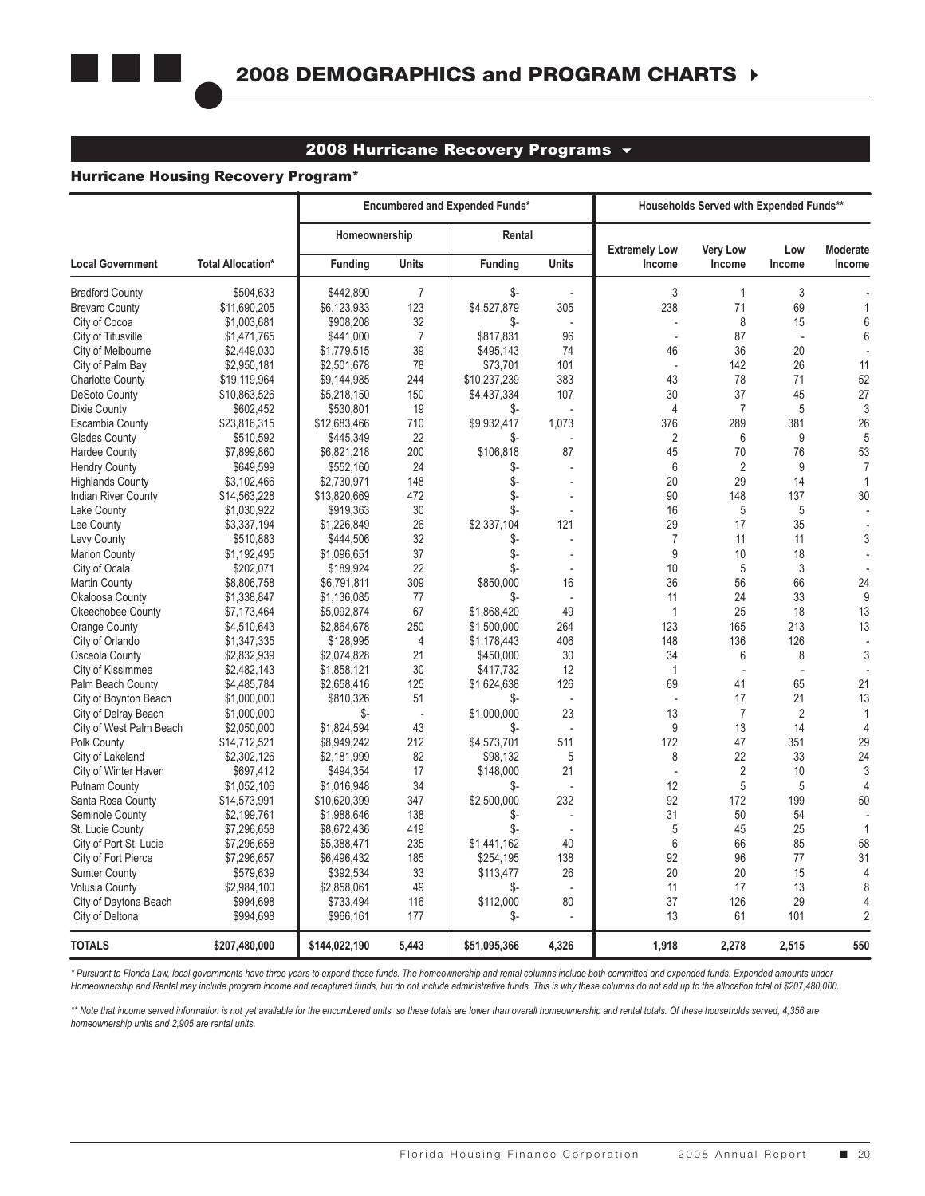# 2008 DEMOGRAPHICS and PROGRAM CHARTS

## 2008 Hurricane Recovery Programs

### Hurricane Housing Recovery Program*

| Local Government | Total Allocation* | Encumbered and Expended Funds* | | | | Households Served with Expended Funds** | | | |
|---|---|---|---|---|---|---|---|---|---|
| | | Homeownership | | Rental | | | | | |
| | | Funding | Units | Funding | Units | Extremely Low Income | Very Low Income | Low Income | Moderate Income |
| Bradford County | $504,633 | $442,890 | 7 | $- | - | 3 | 1 | 3 | - |
| Brevard County | $11,690,205 | $6,123,933 | 123 | $4,527,879 | 305 | 238 | 71 | 69 | 1 |
| City of Cocoa | $1,003,681 | $908,208 | 32 | $- | - | - | 8 | 15 | 6 |
| City of Titusville | $1,471,765 | $441,000 | 7 | $817,831 | 96 | - | 87 | - | 6 |
| City of Melbourne | $2,449,030 | $1,779,515 | 39 | $495,143 | 74 | 46 | 36 | 20 | - |
| City of Palm Bay | $2,950,181 | $2,501,678 | 78 | $73,701 | 101 | - | 142 | 26 | 11 |
| Charlotte County | $19,119,964 | $9,144,985 | 244 | $10,237,239 | 383 | 43 | 78 | 71 | 52 |
| DeSoto County | $10,863,526 | $5,218,150 | 150 | $4,437,334 | 107 | 30 | 37 | 45 | 27 |
| Dixie County | $602,452 | $530,801 | 19 | $- | - | 4 | 7 | 5 | 3 |
| Escambia County | $23,816,315 | $12,683,466 | 710 | $9,932,417 | 1,073 | 376 | 289 | 381 | 26 |
| Glades County | $510,592 | $445,349 | 22 | $- | - | 2 | 6 | 9 | 5 |
| Hardee County | $7,899,860 | $6,821,218 | 200 | $106,818 | 87 | 45 | 70 | 76 | 53 |
| Hendry County | $649,599 | $552,160 | 24 | $- | - | 6 | 2 | 9 | 7 |
| Highlands County | $3,102,466 | $2,730,971 | 148 | $- | - | 20 | 29 | 14 | 1 |
| Indian River County | $14,563,228 | $13,820,669 | 472 | $- | - | 90 | 148 | 137 | 30 |
| Lake County | $1,030,922 | $919,363 | 30 | $- | - | 16 | 5 | 5 | - |
| Lee County | $3,337,194 | $1,226,849 | 26 | $2,337,104 | 121 | 29 | 17 | 35 | - |
| Levy County | $510,883 | $444,506 | 32 | $- | - | 7 | 11 | 11 | 3 |
| Marion County | $1,192,495 | $1,096,651 | 37 | $- | - | 9 | 10 | 18 | - |
| City of Ocala | $202,071 | $189,924 | 22 | $- | - | 10 | 5 | 3 | - |
| Martin County | $8,806,758 | $6,791,811 | 309 | $850,000 | 16 | 36 | 56 | 66 | 24 |
| Okaloosa County | $1,338,847 | $1,136,085 | 77 | $- | - | 11 | 24 | 33 | 9 |
| Okeechobee County | $7,173,464 | $5,092,874 | 67 | $1,868,420 | 49 | 1 | 25 | 18 | 13 |
| Orange County | $4,510,643 | $2,864,678 | 250 | $1,500,000 | 264 | 123 | 165 | 213 | 13 |
| City of Orlando | $1,347,335 | $128,995 | 4 | $1,178,443 | 406 | 148 | 136 | 126 | - |
| Osceola County | $2,832,939 | $2,074,828 | 21 | $450,000 | 30 | 34 | 6 | 8 | 3 |
| City of Kissimmee | $2,482,143 | $1,858,121 | 30 | $417,732 | 12 | 1 | - | - | - |
| Palm Beach County | $4,485,784 | $2,658,416 | 125 | $1,624,638 | 126 | 69 | 41 | 65 | 21 |
| City of Boynton Beach | $1,000,000 | $810,326 | 51 | $- | - | - | 17 | 21 | 13 |
| City of Delray Beach | $1,000,000 | $- | - | $1,000,000 | 23 | 13 | 7 | 2 | 1 |
| City of West Palm Beach | $2,050,000 | $1,824,594 | 43 | $- | - | 9 | 13 | 14 | 4 |
| Polk County | $14,712,521 | $8,949,242 | 212 | $4,573,701 | 511 | 172 | 47 | 351 | 29 |
| City of Lakeland | $2,302,126 | $2,181,999 | 82 | $98,132 | 5 | 8 | 22 | 33 | 24 |
| City of Winter Haven | $697,412 | $494,354 | 17 | $148,000 | 21 | - | 2 | 10 | 3 |
| Putnam County | $1,052,106 | $1,016,948 | 34 | $- | - | 12 | 5 | 5 | 4 |
| Santa Rosa County | $14,573,991 | $10,620,399 | 347 | $2,500,000 | 232 | 92 | 172 | 199 | 50 |
| Seminole County | $2,199,761 | $1,988,646 | 138 | $- | - | 31 | 50 | 54 | - |
| St. Lucie County | $7,296,658 | $8,672,436 | 419 | $- | - | 5 | 45 | 25 | 1 |
| City of Port St. Lucie | $7,296,658 | $5,388,471 | 235 | $1,441,162 | 40 | 6 | 66 | 85 | 58 |
| City of Fort Pierce | $7,296,657 | $6,496,432 | 185 | $254,195 | 138 | 92 | 96 | 77 | 31 |
| Sumter County | $579,639 | $392,534 | 33 | $113,477 | 26 | 20 | 20 | 15 | 4 |
| Volusia County | $2,984,100 | $2,858,061 | 49 | $- | - | 11 | 17 | 13 | 8 |
| City of Daytona Beach | $994,698 | $733,494 | 116 | $112,000 | 80 | 37 | 126 | 29 | 4 |
| City of Deltona | $994,698 | $966,161 | 177 | $- | - | 13 | 61 | 101 | 2 |
| **TOTALS** | **$207,480,000** | **$144,022,190** | **5,443** | **$51,095,366** | **4,326** | **1,918** | **2,278** | **2,515** | **550** |

*\* Pursuant to Florida Law, local governments have three years to expend these funds. The homeownership and rental columns include both committed and expended funds. Expended amounts under Homeownership and Rental may include program income and recaptured funds, but do not include administrative funds. This is why these columns do not add up to the allocation total of $207,480,000.*

*\*\* Note that income served information is not yet available for the encumbered units, so these totals are lower than overall homeownership and rental totals. Of these households served, 4,356 are homeownership units and 2,905 are rental units.*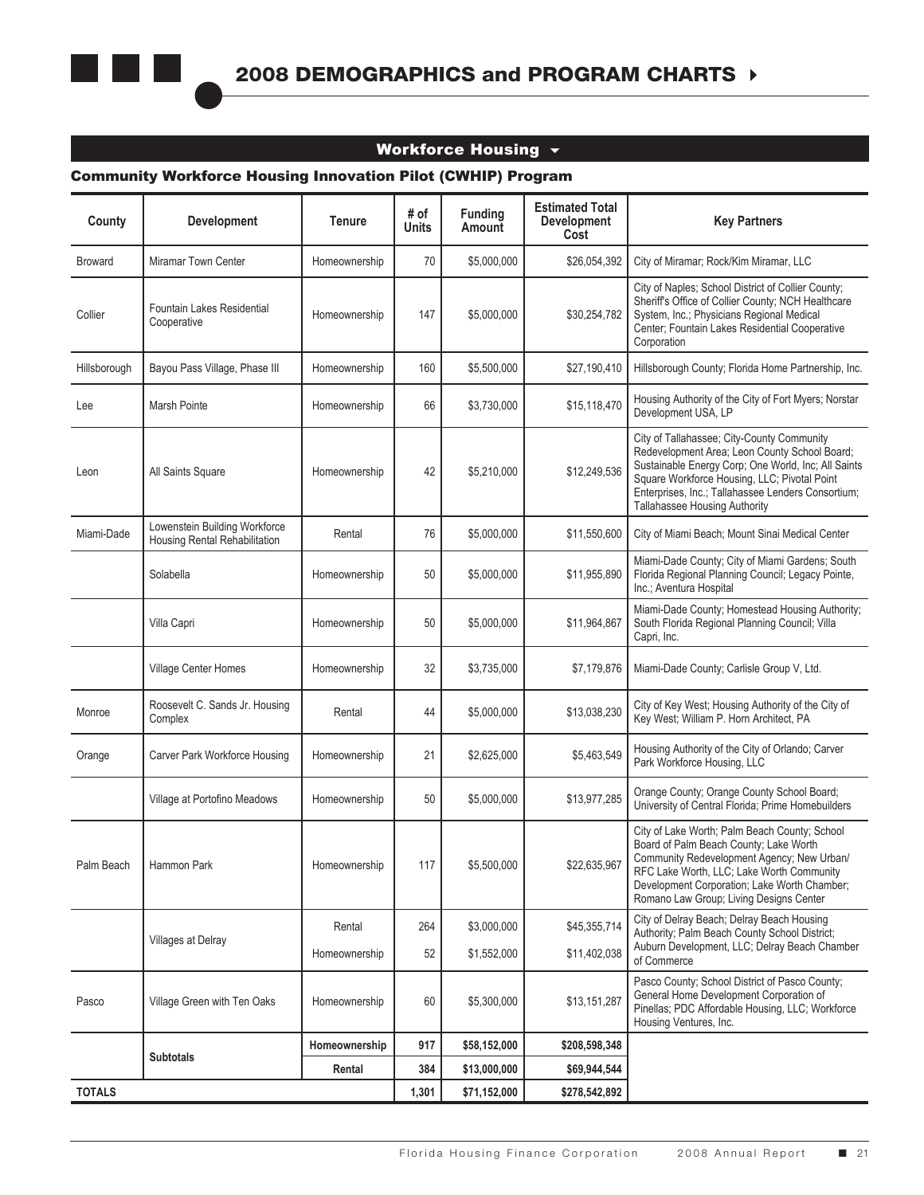## Workforce Housing

### Community Workforce Housing Innovation Pilot (CWHIP) Program

| County | Development | Tenure | # of Units | Funding Amount | Estimated Total Development Cost | Key Partners |
|---|---|---|---|---|---|---|
| Broward | Miramar Town Center | Homeownership | 70 | $5,000,000 | $26,054,392 | City of Miramar; Rock/Kim Miramar, LLC |
| Collier | Fountain Lakes Residential Cooperative | Homeownership | 147 | $5,000,000 | $30,254,782 | City of Naples; School District of Collier County; Sheriff's Office of Collier County; NCH Healthcare System, Inc.; Physicians Regional Medical Center; Fountain Lakes Residential Cooperative Corporation |
| Hillsborough | Bayou Pass Village, Phase III | Homeownership | 160 | $5,500,000 | $27,190,410 | Hillsborough County; Florida Home Partnership, Inc. |
| Lee | Marsh Pointe | Homeownership | 66 | $3,730,000 | $15,118,470 | Housing Authority of the City of Fort Myers; Norstar Development USA, LP |
| Leon | All Saints Square | Homeownership | 42 | $5,210,000 | $12,249,536 | City of Tallahassee; City-County Community Redevelopment Area; Leon County School Board; Sustainable Energy Corp; One World, Inc; All Saints Square Workforce Housing, LLC; Pivotal Point Enterprises, Inc.; Tallahassee Lenders Consortium; Tallahassee Housing Authority |
| Miami-Dade | Lowenstein Building Workforce Housing Rental Rehabilitation | Rental | 76 | $5,000,000 | $11,550,600 | City of Miami Beach; Mount Sinai Medical Center |
| | Solabella | Homeownership | 50 | $5,000,000 | $11,955,890 | Miami-Dade County; City of Miami Gardens; South Florida Regional Planning Council; Legacy Pointe, Inc.; Aventura Hospital |
| | Villa Capri | Homeownership | 50 | $5,000,000 | $11,964,867 | Miami-Dade County; Homestead Housing Authority; South Florida Regional Planning Council; Villa Capri, Inc. |
| | Village Center Homes | Homeownership | 32 | $3,735,000 | $7,179,876 | Miami-Dade County; Carlisle Group V, Ltd. |
| Monroe | Roosevelt C. Sands Jr. Housing Complex | Rental | 44 | $5,000,000 | $13,038,230 | City of Key West; Housing Authority of the City of Key West; William P. Horn Architect, PA |
| Orange | Carver Park Workforce Housing | Homeownership | 21 | $2,625,000 | $5,463,549 | Housing Authority of the City of Orlando; Carver Park Workforce Housing, LLC |
| | Village at Portofino Meadows | Homeownership | 50 | $5,000,000 | $13,977,285 | Orange County; Orange County School Board; University of Central Florida; Prime Homebuilders |
| Palm Beach | Hammon Park | Homeownership | 117 | $5,500,000 | $22,635,967 | City of Lake Worth; Palm Beach County; School Board of Palm Beach County; Lake Worth Community Redevelopment Agency; New Urban/ RFC Lake Worth, LLC; Lake Worth Community Development Corporation; Lake Worth Chamber; Romano Law Group; Living Designs Center |
| | Villages at Delray | Rental | 264 | $3,000,000 | $45,355,714 | City of Delray Beach; Delray Beach Housing Authority; Palm Beach County School District; Auburn Development, LLC; Delray Beach Chamber of Commerce |
| | | Homeownership | 52 | $1,552,000 | $11,402,038 | |
| Pasco | Village Green with Ten Oaks | Homeownership | 60 | $5,300,000 | $13,151,287 | Pasco County; School District of Pasco County; General Home Development Corporation of Pinellas; PDC Affordable Housing, LLC; Workforce Housing Ventures, Inc. |
| | **Subtotals** | **Homeownership** | **917** | **$58,152,000** | **$208,598,348** | |
| | | **Rental** | **384** | **$13,000,000** | **$69,944,544** | |
| **TOTALS** | | | **1,301** | **$71,152,000** | **$278,542,892** | |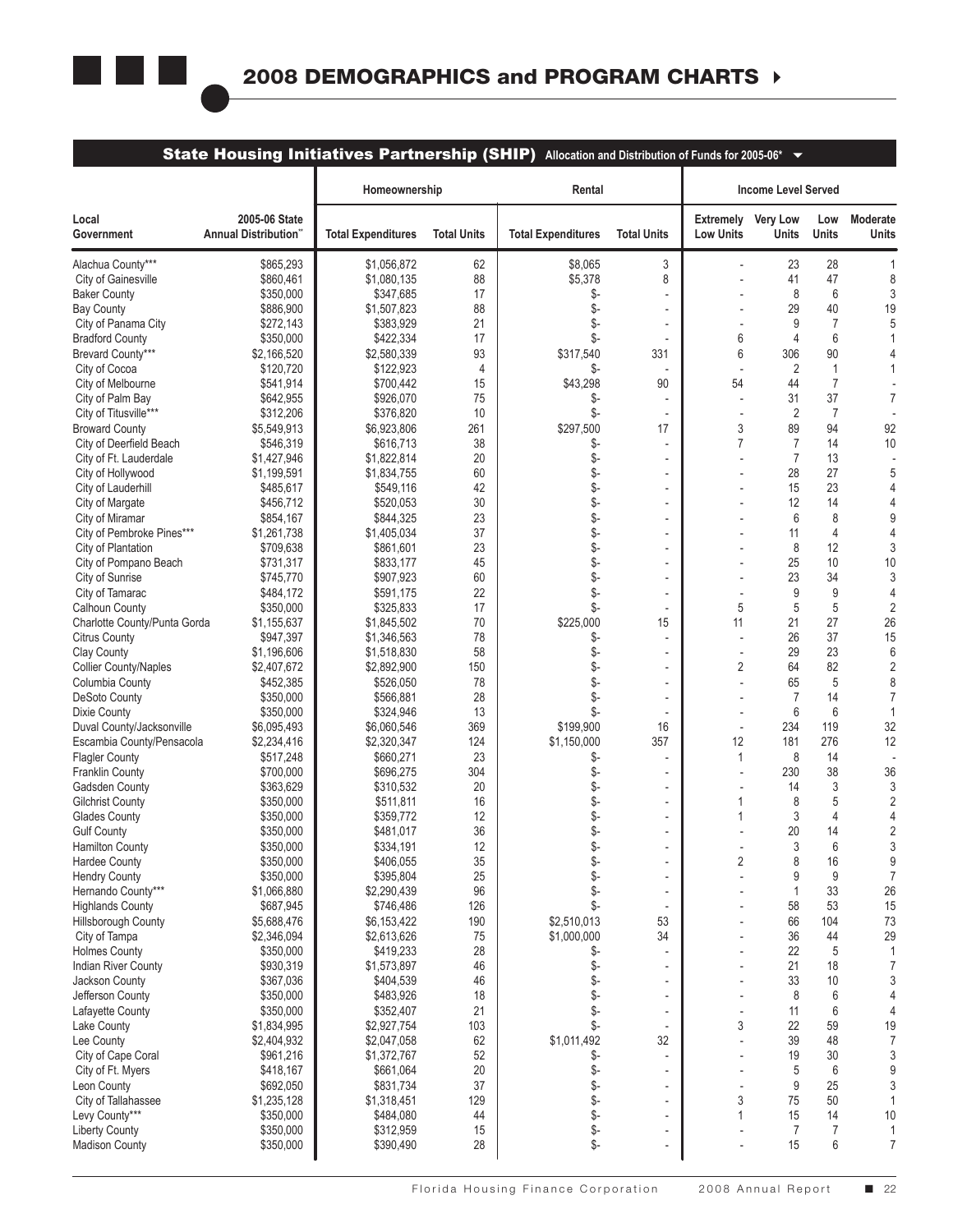## 2008 DEMOGRAPHICS and PROGRAM CHARTS

### State Housing Initiatives Partnership (SHIP) Allocation and Distribution of Funds for 2005-06*

| Local Government | 2005-06 State Annual Distribution** | Homeownership | | Rental | | Income Level Served | | | |
|---|---|---|---|---|---|---|---|---|---|
| | | Total Expenditures | Total Units | Total Expenditures | Total Units | Extremely Low Units | Very Low Units | Low Units | Moderate Units |
| Alachua County*** | $865,293 | $1,056,872 | 62 | $8,065 | 3 | - | 23 | 28 | 1 |
| City of Gainesville | $860,461 | $1,080,135 | 88 | $5,378 | 8 | - | 41 | 47 | 8 |
| Baker County | $350,000 | $347,685 | 17 | $- | - | - | 8 | 6 | 3 |
| Bay County | $886,900 | $1,507,823 | 88 | $- | - | - | 29 | 40 | 19 |
| City of Panama City | $272,143 | $383,929 | 21 | $- | - | - | 9 | 7 | 5 |
| Bradford County | $350,000 | $422,334 | 17 | $- | - | 6 | 4 | 6 | 1 |
| Brevard County*** | $2,166,520 | $2,580,339 | 93 | $317,540 | 331 | 6 | 306 | 90 | 4 |
| City of Cocoa | $120,720 | $122,923 | 4 | $- | - | - | 2 | 1 | 1 |
| City of Melbourne | $541,914 | $700,442 | 15 | $43,298 | 90 | 54 | 44 | 7 | - |
| City of Palm Bay | $642,955 | $926,070 | 75 | $- | - | - | 31 | 37 | 7 |
| City of Titusville*** | $312,206 | $376,820 | 10 | $- | - | - | 2 | 7 | - |
| Broward County | $5,549,913 | $6,923,806 | 261 | $297,500 | 17 | 3 | 89 | 94 | 92 |
| City of Deerfield Beach | $546,319 | $616,713 | 38 | $- | - | 7 | 7 | 14 | 10 |
| City of Ft. Lauderdale | $1,427,946 | $1,822,814 | 20 | $- | - | - | 7 | 13 | - |
| City of Hollywood | $1,199,591 | $1,834,755 | 60 | $- | - | - | 28 | 27 | 5 |
| City of Lauderhill | $485,617 | $549,116 | 42 | $- | - | - | 15 | 23 | 4 |
| City of Margate | $456,712 | $520,053 | 30 | $- | - | - | 12 | 14 | 4 |
| City of Miramar | $854,167 | $844,325 | 23 | $- | - | - | 6 | 8 | 9 |
| City of Pembroke Pines*** | $1,261,738 | $1,405,034 | 37 | $- | - | - | 11 | 4 | 4 |
| City of Plantation | $709,638 | $861,601 | 23 | $- | - | - | 8 | 12 | 3 |
| City of Pompano Beach | $731,317 | $833,177 | 45 | $- | - | - | 25 | 10 | 10 |
| City of Sunrise | $745,770 | $907,923 | 60 | $- | - | - | 23 | 34 | 3 |
| City of Tamarac | $484,172 | $591,175 | 22 | $- | - | - | 9 | 9 | 4 |
| Calhoun County | $350,000 | $325,833 | 17 | $- | - | 5 | 5 | 5 | 2 |
| Charlotte County/Punta Gorda | $1,155,637 | $1,845,502 | 70 | $225,000 | 15 | 11 | 21 | 27 | 26 |
| Citrus County | $947,397 | $1,346,563 | 78 | $- | - | - | 26 | 37 | 15 |
| Clay County | $1,196,606 | $1,518,830 | 58 | $- | - | - | 29 | 23 | 6 |
| Collier County/Naples | $2,407,672 | $2,892,900 | 150 | $- | - | 2 | 64 | 82 | 2 |
| Columbia County | $452,385 | $526,050 | 78 | $- | - | - | 65 | 5 | 8 |
| DeSoto County | $350,000 | $566,881 | 28 | $- | - | - | 7 | 14 | 7 |
| Dixie County | $350,000 | $324,946 | 13 | $- | - | - | 6 | 6 | 1 |
| Duval County/Jacksonville | $6,095,493 | $6,060,546 | 369 | $199,900 | 16 | - | 234 | 119 | 32 |
| Escambia County/Pensacola | $2,234,416 | $2,320,347 | 124 | $1,150,000 | 357 | 12 | 181 | 276 | 12 |
| Flagler County | $517,248 | $660,271 | 23 | $- | - | 1 | 8 | 14 | - |
| Franklin County | $700,000 | $696,275 | 304 | $- | - | - | 230 | 38 | 36 |
| Gadsden County | $363,629 | $310,532 | 20 | $- | - | - | 14 | 3 | 3 |
| Gilchrist County | $350,000 | $511,811 | 16 | $- | - | 1 | 8 | 5 | 2 |
| Glades County | $350,000 | $359,772 | 12 | $- | - | 1 | 3 | 4 | 4 |
| Gulf County | $350,000 | $481,017 | 36 | $- | - | - | 20 | 14 | 2 |
| Hamilton County | $350,000 | $334,191 | 12 | $- | - | - | 3 | 6 | 3 |
| Hardee County | $350,000 | $406,055 | 35 | $- | - | 2 | 8 | 16 | 9 |
| Hendry County | $350,000 | $395,804 | 25 | $- | - | - | 9 | 9 | 7 |
| Hernando County*** | $1,066,880 | $2,290,439 | 96 | $- | - | - | 1 | 33 | 26 |
| Highlands County | $687,945 | $746,486 | 126 | $- | - | - | 58 | 53 | 15 |
| Hillsborough County | $5,688,476 | $6,153,422 | 190 | $2,510,013 | 53 | - | 66 | 104 | 73 |
| City of Tampa | $2,346,094 | $2,613,626 | 75 | $1,000,000 | 34 | - | 36 | 44 | 29 |
| Holmes County | $350,000 | $419,233 | 28 | $- | - | - | 22 | 5 | 1 |
| Indian River County | $930,319 | $1,573,897 | 46 | $- | - | - | 21 | 18 | 7 |
| Jackson County | $367,036 | $404,539 | 46 | $- | - | - | 33 | 10 | 3 |
| Jefferson County | $350,000 | $483,926 | 18 | $- | - | - | 8 | 6 | 4 |
| Lafayette County | $350,000 | $352,407 | 21 | $- | - | - | 11 | 6 | 4 |
| Lake County | $1,834,995 | $2,927,754 | 103 | $- | - | 3 | 22 | 59 | 19 |
| Lee County | $2,404,932 | $2,047,058 | 62 | $1,011,492 | 32 | - | 39 | 48 | 7 |
| City of Cape Coral | $961,216 | $1,372,767 | 52 | $- | - | - | 19 | 30 | 3 |
| City of Ft. Myers | $418,167 | $661,064 | 20 | $- | - | - | 5 | 6 | 9 |
| Leon County | $692,050 | $831,734 | 37 | $- | - | - | 9 | 25 | 3 |
| City of Tallahassee | $1,235,128 | $1,318,451 | 129 | $- | - | 3 | 75 | 50 | 1 |
| Levy County*** | $350,000 | $484,080 | 44 | $- | - | 1 | 15 | 14 | 10 |
| Liberty County | $350,000 | $312,959 | 15 | $- | - | - | 7 | 7 | 1 |
| Madison County | $350,000 | $390,490 | 28 | $- | - | - | 15 | 6 | 7 |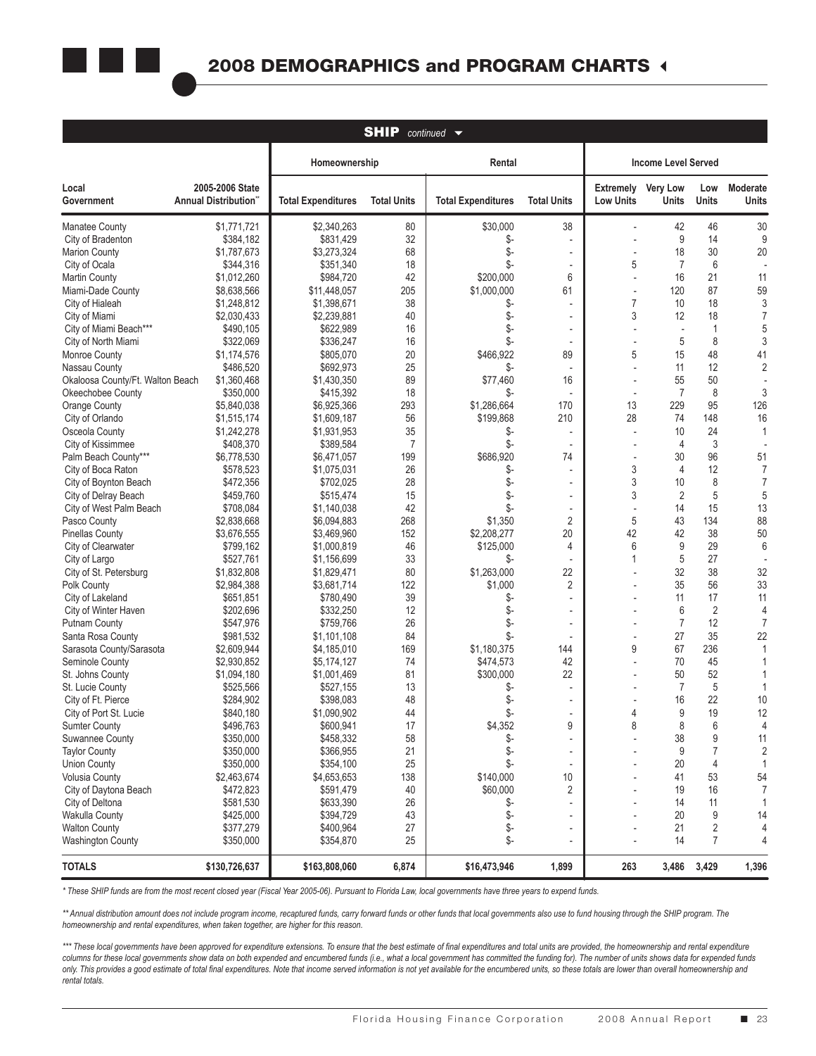## 2008 DEMOGRAPHICS and PROGRAM CHARTS

**SHIP** *continued*

| Local Government | 2005-2006 State Annual Distribution** | Homeownership | | Rental | | Income Level Served | | | |
|---|---|---|---|---|---|---|---|---|---|
| | | Total Expenditures | Total Units | Total Expenditures | Total Units | Extremely Low Units | Very Low Units | Low Units | Moderate Units |
| Manatee County | $1,771,721 | $2,340,263 | 80 | $30,000 | 38 | - | 42 | 46 | 30 |
| City of Bradenton | $384,182 | $831,429 | 32 | $- | - | - | 9 | 14 | 9 |
| Marion County | $1,787,673 | $3,273,324 | 68 | $- | - | - | 18 | 30 | 20 |
| City of Ocala | $344,316 | $351,340 | 18 | $- | - | 5 | 7 | 6 | - |
| Martin County | $1,012,260 | $984,720 | 42 | $200,000 | 6 | - | 16 | 21 | 11 |
| Miami-Dade County | $8,638,566 | $11,448,057 | 205 | $1,000,000 | 61 | - | 120 | 87 | 59 |
| City of Hialeah | $1,248,812 | $1,398,671 | 38 | $- | - | 7 | 10 | 18 | 3 |
| City of Miami | $2,030,433 | $2,239,881 | 40 | $- | - | 3 | 12 | 18 | 7 |
| City of Miami Beach*** | $490,105 | $622,989 | 16 | $- | - | - | - | 1 | 5 |
| City of North Miami | $322,069 | $336,247 | 16 | $- | - | - | 5 | 8 | 3 |
| Monroe County | $1,174,576 | $805,070 | 20 | $466,922 | 89 | 5 | 15 | 48 | 41 |
| Nassau County | $486,520 | $692,973 | 25 | $- | - | - | 11 | 12 | 2 |
| Okaloosa County/Ft. Walton Beach | $1,360,468 | $1,430,350 | 89 | $77,460 | 16 | - | 55 | 50 | - |
| Okeechobee County | $350,000 | $415,392 | 18 | $- | - | - | 7 | 8 | 3 |
| Orange County | $5,840,038 | $6,925,366 | 293 | $1,286,664 | 170 | 13 | 229 | 95 | 126 |
| City of Orlando | $1,515,174 | $1,609,187 | 56 | $199,868 | 210 | 28 | 74 | 148 | 16 |
| Osceola County | $1,242,278 | $1,931,953 | 35 | $- | - | - | 10 | 24 | 1 |
| City of Kissimmee | $408,370 | $389,584 | 7 | $- | - | - | 4 | 3 | - |
| Palm Beach County*** | $6,778,530 | $6,471,057 | 199 | $686,920 | 74 | - | 30 | 96 | 51 |
| City of Boca Raton | $578,523 | $1,075,031 | 26 | $- | - | 3 | 4 | 12 | 7 |
| City of Boynton Beach | $472,356 | $702,025 | 28 | $- | - | 3 | 10 | 8 | 7 |
| City of Delray Beach | $459,760 | $515,474 | 15 | $- | - | 3 | 2 | 5 | 5 |
| City of West Palm Beach | $708,084 | $1,140,038 | 42 | $- | - | - | 14 | 15 | 13 |
| Pasco County | $2,838,668 | $6,094,883 | 268 | $1,350 | 2 | 5 | 43 | 134 | 88 |
| Pinellas County | $3,676,555 | $3,469,960 | 152 | $2,208,277 | 20 | 42 | 42 | 38 | 50 |
| City of Clearwater | $799,162 | $1,000,819 | 46 | $125,000 | 4 | 6 | 9 | 29 | 6 |
| City of Largo | $527,761 | $1,156,699 | 33 | $- | - | 1 | 5 | 27 | - |
| City of St. Petersburg | $1,832,808 | $1,829,471 | 80 | $1,263,000 | 22 | - | 32 | 38 | 32 |
| Polk County | $2,984,388 | $3,681,714 | 122 | $1,000 | 2 | - | 35 | 56 | 33 |
| City of Lakeland | $651,851 | $780,490 | 39 | $- | - | - | 11 | 17 | 11 |
| City of Winter Haven | $202,696 | $332,250 | 12 | $- | - | - | 6 | 2 | 4 |
| Putnam County | $547,976 | $759,766 | 26 | $- | - | - | 7 | 12 | 7 |
| Santa Rosa County | $981,532 | $1,101,108 | 84 | $- | - | - | 27 | 35 | 22 |
| Sarasota County/Sarasota | $2,609,944 | $4,185,010 | 169 | $1,180,375 | 144 | 9 | 67 | 236 | 1 |
| Seminole County | $2,930,852 | $5,174,127 | 74 | $474,573 | 42 | - | 70 | 45 | 1 |
| St. Johns County | $1,094,180 | $1,001,469 | 81 | $300,000 | 22 | - | 50 | 52 | 1 |
| St. Lucie County | $525,566 | $527,155 | 13 | $- | - | - | 7 | 5 | 1 |
| City of Ft. Pierce | $284,902 | $398,083 | 48 | $- | - | - | 16 | 22 | 10 |
| City of Port St. Lucie | $840,180 | $1,090,902 | 44 | $- | - | 4 | 9 | 19 | 12 |
| Sumter County | $496,763 | $600,941 | 17 | $4,352 | 9 | 8 | 8 | 6 | 4 |
| Suwannee County | $350,000 | $458,332 | 58 | $- | - | - | 38 | 9 | 11 |
| Taylor County | $350,000 | $366,955 | 21 | $- | - | - | 9 | 7 | 2 |
| Union County | $350,000 | $354,100 | 25 | $- | - | - | 20 | 4 | 1 |
| Volusia County | $2,463,674 | $4,653,653 | 138 | $140,000 | 10 | - | 41 | 53 | 54 |
| City of Daytona Beach | $472,823 | $591,479 | 40 | $60,000 | 2 | - | 19 | 16 | 7 |
| City of Deltona | $581,530 | $633,390 | 26 | $- | - | - | 14 | 11 | 1 |
| Wakulla County | $425,000 | $394,729 | 43 | $- | - | - | 20 | 9 | 14 |
| Walton County | $377,279 | $400,964 | 27 | $- | - | - | 21 | 2 | 4 |
| Washington County | $350,000 | $354,870 | 25 | $- | - | - | 14 | 7 | 4 |
| **TOTALS** | **$130,726,637** | **$163,808,060** | **6,874** | **$16,473,946** | **1,899** | **263** | **3,486** | **3,429** | **1,396** |

*\* These SHIP funds are from the most recent closed year (Fiscal Year 2005-06). Pursuant to Florida Law, local governments have three years to expend funds.*

*\*\* Annual distribution amount does not include program income, recaptured funds, carry forward funds or other funds that local governments also use to fund housing through the SHIP program. The homeownership and rental expenditures, when taken together, are higher for this reason.*

*\*\*\* These local governments have been approved for expenditure extensions. To ensure that the best estimate of final expenditures and total units are provided, the homeownership and rental expenditure columns for these local governments show data on both expended and encumbered funds (i.e., what a local government has committed the funding for). The number of units shows data for expended funds only. This provides a good estimate of total final expenditures. Note that income served information is not yet available for the encumbered units, so these totals are lower than overall homeownership and rental totals.*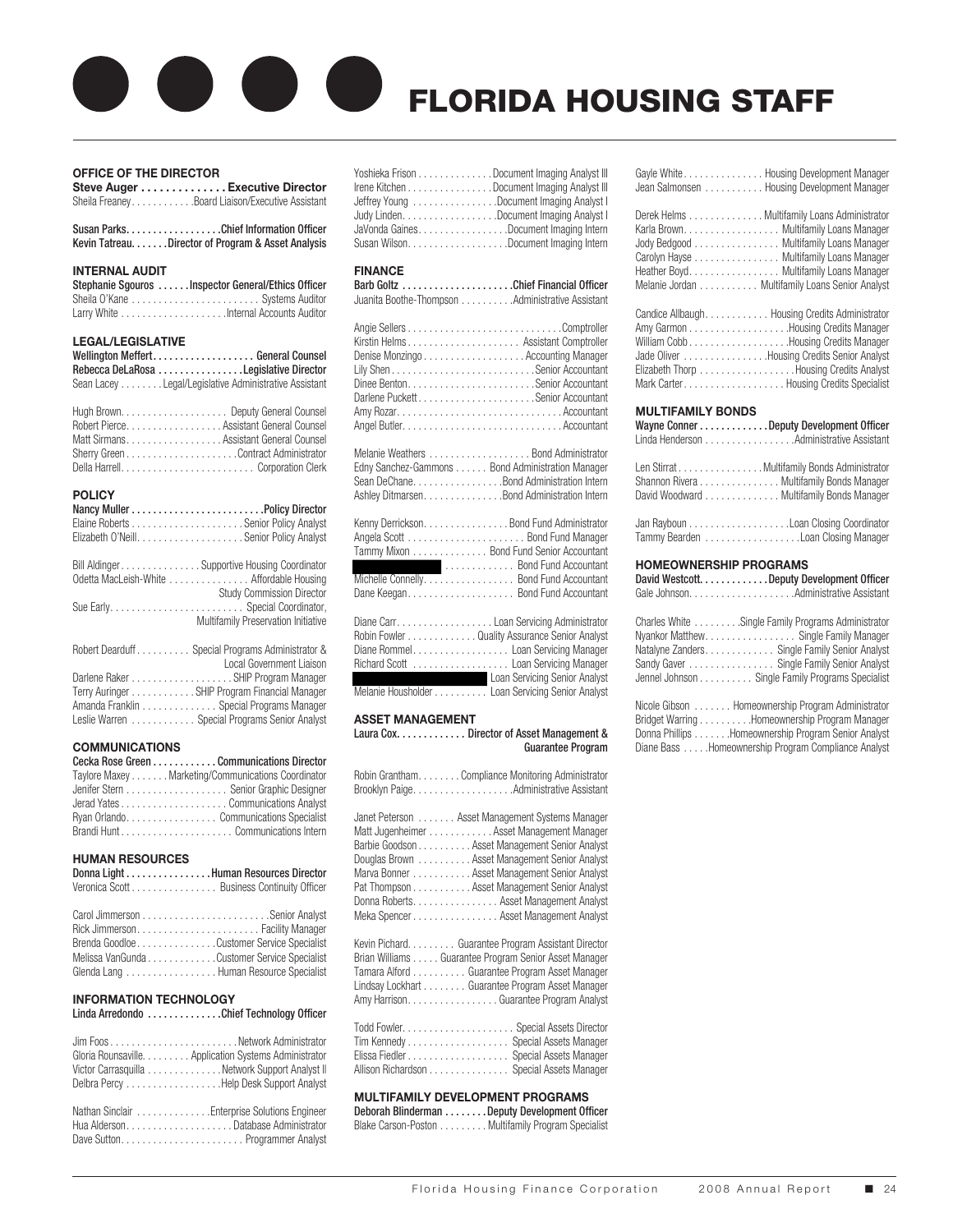# FLORIDA HOUSING STAFF

### OFFICE OF THE DIRECTOR

**Steve Auger . . . . . . . . . . . . . . Executive Director**
Sheila Freaney. . . . . . . . . . . .Board Liaison/Executive Assistant

Susan Parks. . . . . . . . . . . . . . . . . .Chief Information Officer
Kevin Tatreau. . . . . . .Director of Program & Asset Analysis

### INTERNAL AUDIT

Stephanie Sgouros . . . . . .Inspector General/Ethics Officer
Sheila O'Kane . . . . . . . . . . . . . . . . . . . . . . . . Systems Auditor
Larry White . . . . . . . . . . . . . . . . . . . .Internal Accounts Auditor

### LEGAL/LEGISLATIVE

Wellington Meffert. . . . . . . . . . . . . . . . . . . General Counsel
Rebecca DeLaRosa . . . . . . . . . . . . . . . .Legislative Director
Sean Lacey . . . . . . . . Legal/Legislative Administrative Assistant

Hugh Brown. . . . . . . . . . . . . . . . . . . . Deputy General Counsel
Robert Pierce. . . . . . . . . . . . . . . . . .Assistant General Counsel
Matt Sirmans. . . . . . . . . . . . . . . . . .Assistant General Counsel
Sherry Green . . . . . . . . . . . . . . . . . . . . .Contract Administrator
Della Harrell. . . . . . . . . . . . . . . . . . . . . . . . . Corporation Clerk

### POLICY

Nancy Muller . . . . . . . . . . . . . . . . . . . . . . . . .Policy Director
Elaine Roberts . . . . . . . . . . . . . . . . . . . . . Senior Policy Analyst
Elizabeth O'Neill. . . . . . . . . . . . . . . . . . . .Senior Policy Analyst

Bill Aldinger . . . . . . . . . . . . . . . Supportive Housing Coordinator
Odetta MacLeish-White . . . . . . . . . . . . . . . Affordable Housing Study Commission Director
Sue Early. . . . . . . . . . . . . . . . . . . . . . . . . Special Coordinator, Multifamily Preservation Initiative

Robert Dearduff . . . . . . . . . . Special Programs Administrator & Local Government Liaison
Darlene Raker . . . . . . . . . . . . . . . . . . . SHIP Program Manager
Terry Auringer . . . . . . . . . . . .SHIP Program Financial Manager
Amanda Franklin . . . . . . . . . . . . . Special Programs Manager
Leslie Warren . . . . . . . . . . . . Special Programs Senior Analyst

### COMMUNICATIONS

Cecka Rose Green . . . . . . . . . . . Communications Director
Taylore Maxey . . . . . . . Marketing/Communications Coordinator
Jenifer Stern . . . . . . . . . . . . . . . . . . . Senior Graphic Designer
Jerad Yates . . . . . . . . . . . . . . . . . . . . Communications Analyst
Ryan Orlando. . . . . . . . . . . . . . . . . Communications Specialist
Brandi Hunt . . . . . . . . . . . . . . . . . . . . . . Communications Intern

### HUMAN RESOURCES

Donna Light . . . . . . . . . . . . . . . .Human Resources Director
Veronica Scott . . . . . . . . . . . . . . . . Business Continuity Officer

Carol Jimmerson . . . . . . . . . . . . . . . . . . . . . . . . .Senior Analyst
Rick Jimmerson. . . . . . . . . . . . . . . . . . . . . . . . Facility Manager
Brenda Goodloe. . . . . . . . . . . . . . .Customer Service Specialist
Melissa VanGunda . . . . . . . . . . . . .Customer Service Specialist
Glenda Lang . . . . . . . . . . . . . . . . . Human Resource Specialist

### INFORMATION TECHNOLOGY

Linda Arredondo . . . . . . . . . . . . . .Chief Technology Officer

Jim Foos . . . . . . . . . . . . . . . . . . . . . . . . .Network Administrator
Gloria Rounsaville. . . . . . . . . Application Systems Administrator
Victor Carrasquilla . . . . . . . . . . . . . .Network Support Analyst II
Delbra Percy . . . . . . . . . . . . . . . . . .Help Desk Support Analyst

Nathan Sinclair . . . . . . . . . . . . . .Enterprise Solutions Engineer
Hua Alderson. . . . . . . . . . . . . . . . . . . . .Database Administrator
Dave Sutton. . . . . . . . . . . . . . . . . . . . . . . . Programmer Analyst

Yoshieka Frison . . . . . . . . . . . . . .Document Imaging Analyst III
Irene Kitchen . . . . . . . . . . . . . . . .Document Imaging Analyst III
Jeffrey Young . . . . . . . . . . . . . . . .Document Imaging Analyst I
Judy Linden. . . . . . . . . . . . . . . . . .Document Imaging Analyst I
JaVonda Gaines. . . . . . . . . . . . . . . . .Document Imaging Intern
Susan Wilson. . . . . . . . . . . . . . . . . . .Document Imaging Intern

### FINANCE

Barb Goltz . . . . . . . . . . . . . . . . . . . . .Chief Financial Officer
Juanita Boothe-Thompson . . . . . . . . . .Administrative Assistant

Angie Sellers . . . . . . . . . . . . . . . . . . . . . . . . . . . . .Comptroller
Kirstin Helms . . . . . . . . . . . . . . . . . . . . Assistant Comptroller
Denise Monzingo . . . . . . . . . . . . . . . . . . . Accounting Manager
Lily Shen . . . . . . . . . . . . . . . . . . . . . . . . . . .Senior Accountant
Dinee Benton. . . . . . . . . . . . . . . . . . . . . . . .Senior Accountant
Darlene Puckett . . . . . . . . . . . . . . . . . . . . . .Senior Accountant
Amy Rozar. . . . . . . . . . . . . . . . . . . . . . . . . . . . . . .Accountant
Angel Butler. . . . . . . . . . . . . . . . . . . . . . . . . . . . .Accountant

Melanie Weathers . . . . . . . . . . . . . . . . . . Bond Administrator
Edny Sanchez-Gammons . . . . . . Bond Administration Manager
Sean DeChane. . . . . . . . . . . . . . . . .Bond Administration Intern
Ashley Ditmarsen. . . . . . . . . . . . . . .Bond Administration Intern

Kenny Derrickson. . . . . . . . . . . . . . . . Bond Fund Administrator
Angela Scott . . . . . . . . . . . . . . . . . . . . . . Bond Fund Manager
Tammy Mixon . . . . . . . . . . . . . Bond Fund Senior Accountant
[redacted] . . . . . . . . . . . . Bond Fund Accountant
Michelle Connelly. . . . . . . . . . . . . . . . . Bond Fund Accountant
Dane Keegan. . . . . . . . . . . . . . . . . . . . Bond Fund Accountant

Diane Carr. . . . . . . . . . . . . . . . . . Loan Servicing Administrator
Robin Fowler . . . . . . . . . . . . . Quality Assurance Senior Analyst
Diane Rommel . . . . . . . . . . . . . . . . . . Loan Servicing Manager
Richard Scott . . . . . . . . . . . . . . . . . . Loan Servicing Manager
[redacted] Loan Servicing Senior Analyst
Melanie Housholder . . . . . . . . . . Loan Servicing Senior Analyst

### ASSET MANAGEMENT

Laura Cox. . . . . . . . . . . . . Director of Asset Management & Guarantee Program

Robin Grantham. . . . . . . . Compliance Monitoring Administrator
Brooklyn Paige. . . . . . . . . . . . . . . . . . . .Administrative Assistant

Janet Peterson . . . . . . . Asset Management Systems Manager
Matt Jugenheimer . . . . . . . . . . . . Asset Management Manager
Barbie Goodson . . . . . . . . . . Asset Management Senior Analyst
Douglas Brown . . . . . . . . . . Asset Management Senior Analyst
Marva Bonner . . . . . . . . . . . Asset Management Senior Analyst
Pat Thompson . . . . . . . . . . . Asset Management Senior Analyst
Donna Roberts. . . . . . . . . . . . . . . . Asset Management Analyst
Meka Spencer . . . . . . . . . . . . . . . . Asset Management Analyst

Kevin Pichard. . . . . . . . . Guarantee Program Assistant Director
Brian Williams . . . . . Guarantee Program Senior Asset Manager
Tamara Alford . . . . . . . . . . Guarantee Program Asset Manager
Lindsay Lockhart . . . . . . . . Guarantee Program Asset Manager
Amy Harrison. . . . . . . . . . . . . . . . . Guarantee Program Analyst

Todd Fowler. . . . . . . . . . . . . . . . . . . . . Special Assets Director
Tim Kennedy . . . . . . . . . . . . . . . . . . . Special Assets Manager
Elissa Fiedler . . . . . . . . . . . . . . . . . . . Special Assets Manager
Allison Richardson . . . . . . . . . . . . . . . Special Assets Manager

### MULTIFAMILY DEVELOPMENT PROGRAMS

Deborah Blinderman . . . . . . . .Deputy Development Officer
Blake Carson-Poston . . . . . . . . . Multifamily Program Specialist

Gayle White . . . . . . . . . . . . . . . Housing Development Manager
Jean Salmonsen . . . . . . . . . . . Housing Development Manager

Derek Helms . . . . . . . . . . . . . . Multifamily Loans Administrator
Karla Brown. . . . . . . . . . . . . . . . . . Multifamily Loans Manager
Jody Bedgood . . . . . . . . . . . . . . . . Multifamily Loans Manager
Carolyn Hayse . . . . . . . . . . . . . . . . Multifamily Loans Manager
Heather Boyd. . . . . . . . . . . . . . . . . Multifamily Loans Manager
Melanie Jordan . . . . . . . . . . . Multifamily Loans Senior Analyst

Candice Allbaugh. . . . . . . . . . . . Housing Credits Administrator
Amy Garmon . . . . . . . . . . . . . . . . . . .Housing Credits Manager
William Cobb . . . . . . . . . . . . . . . . . . .Housing Credits Manager
Jade Oliver . . . . . . . . . . . . . . . .Housing Credits Senior Analyst
Elizabeth Thorp . . . . . . . . . . . . . . . . . .Housing Credits Analyst
Mark Carter . . . . . . . . . . . . . . . . . . . Housing Credits Specialist

### MULTIFAMILY BONDS

Wayne Conner . . . . . . . . . . . . .Deputy Development Officer
Linda Henderson . . . . . . . . . . . . . . . . .Administrative Assistant

Len Stirrat . . . . . . . . . . . . . . . .Multifamily Bonds Administrator
Shannon Rivera . . . . . . . . . . . . . . . Multifamily Bonds Manager
David Woodward . . . . . . . . . . . . . . Multifamily Bonds Manager

Jan Rayboun . . . . . . . . . . . . . . . . . . . .Loan Closing Coordinator
Tammy Bearden . . . . . . . . . . . . . . . . . .Loan Closing Manager

### HOMEOWNERSHIP PROGRAMS

David Westcott. . . . . . . . . . . . .Deputy Development Officer
Gale Johnson. . . . . . . . . . . . . . . . . . . .Administrative Assistant

Charles White . . . . . . . . .Single Family Programs Administrator
Nyankor Matthew. . . . . . . . . . . . . . . . Single Family Manager
Natalyne Zanders. . . . . . . . . . . . . Single Family Senior Analyst
Sandy Gaver . . . . . . . . . . . . . . . . Single Family Senior Analyst
Jennel Johnson . . . . . . . . . . Single Family Programs Specialist

Nicole Gibson . . . . . . . Homeownership Program Administrator
Bridget Warring . . . . . . . . . .Homeownership Program Manager
Donna Phillips . . . . . . .Homeownership Program Senior Analyst
Diane Bass . . . . .Homeownership Program Compliance Analyst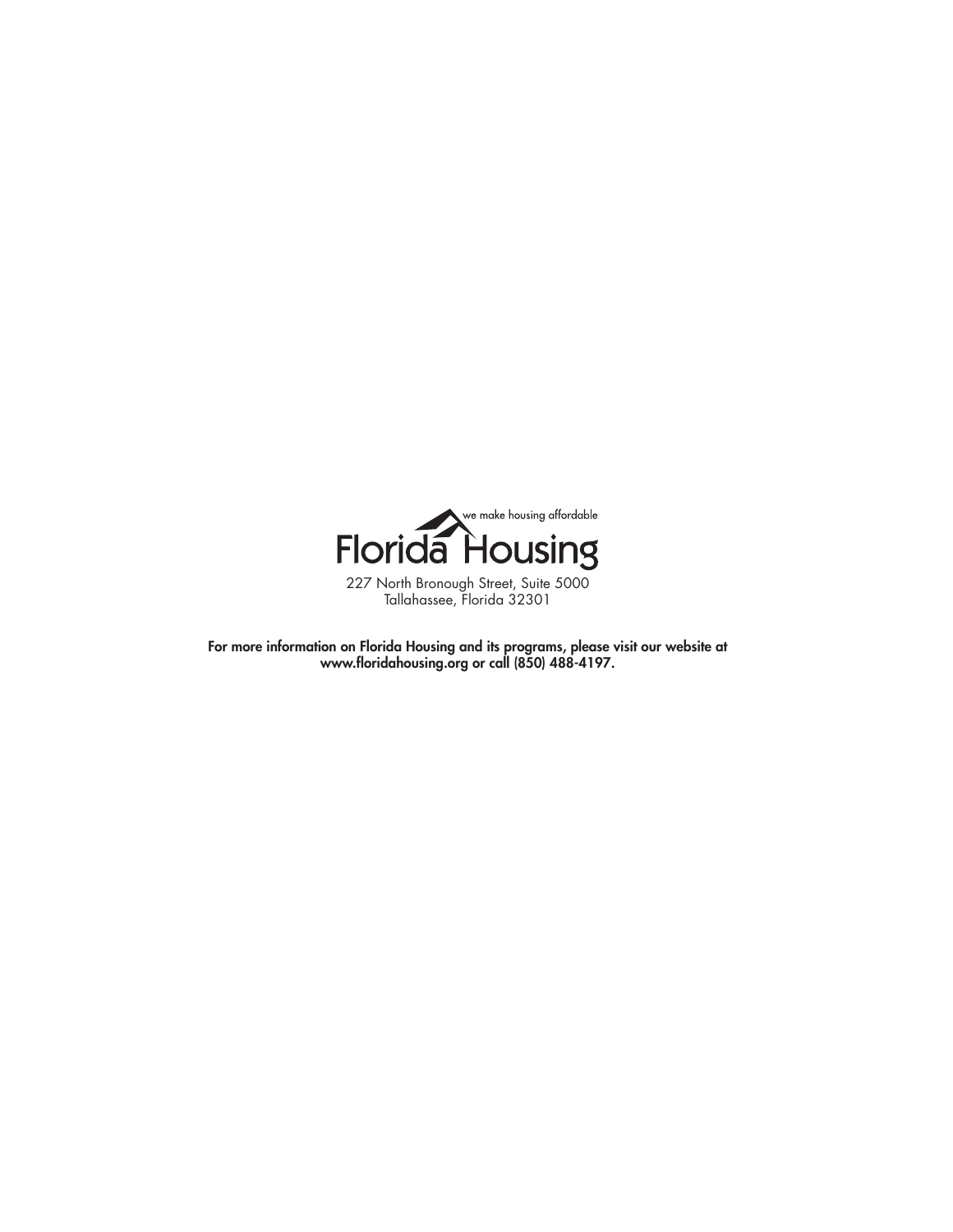we make housing affordable

Florida Housing

227 North Bronough Street, Suite 5000
Tallahassee, Florida 32301

**For more information on Florida Housing and its programs, please visit our website at www.floridahousing.org or call (850) 488-4197.**